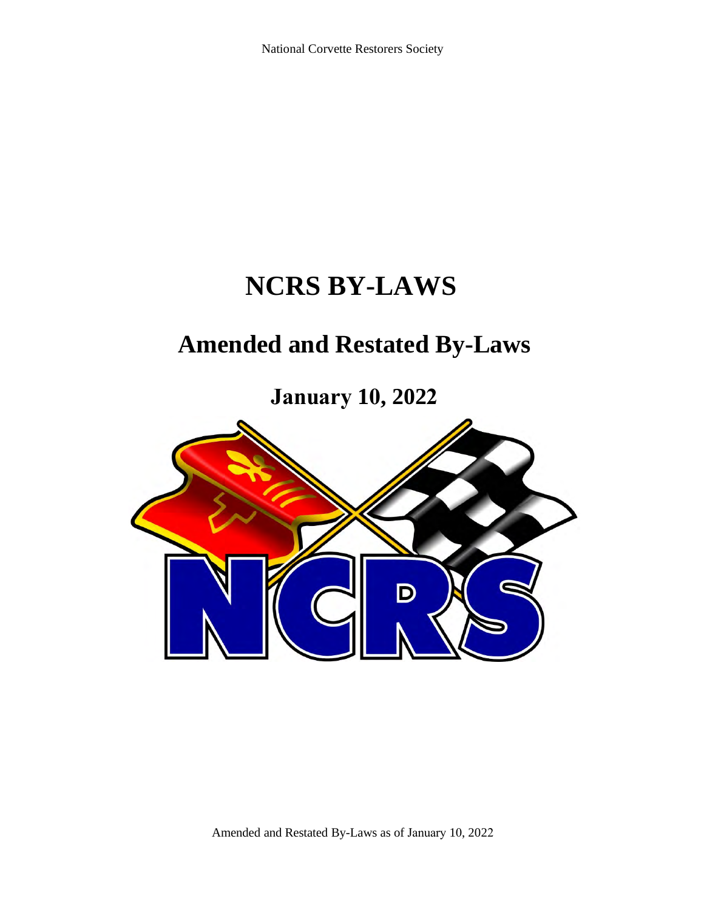# NCRS BY-LAWS

## Amended and Restated By-Laws

### January 10, 2022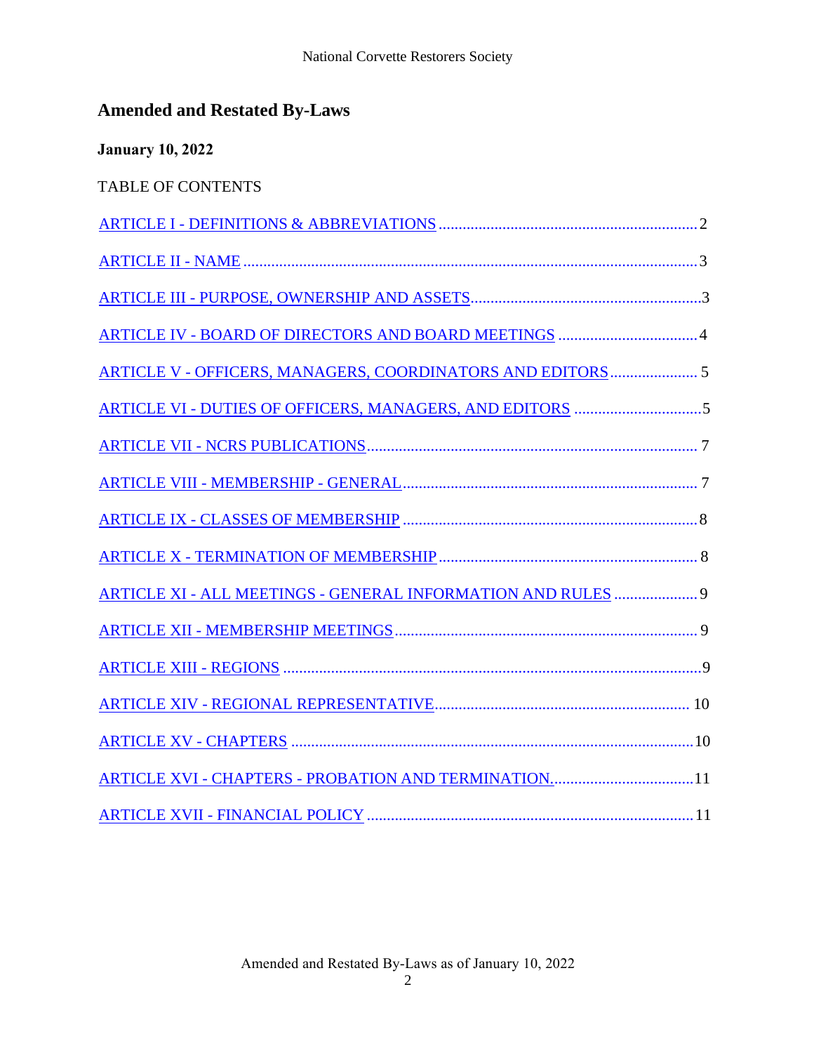# Amended and Restated By-Laws

**January 10, 2022**

TABLE OF CONTENTS

ARTICLE I - DEFINITIONS & ABBREVIATIONS ........ 2

ARTICLE II - NAME ........ 3

ARTICLE III - PURPOSE, OWNERSHIP AND ASSETS ........ 3

ARTICLE IV - BOARD OF DIRECTORS AND BOARD MEETINGS ........ 4

ARTICLE V - OFFICERS, MANAGERS, COORDINATORS AND EDITORS ........ 5

ARTICLE VI - DUTIES OF OFFICERS, MANAGERS, AND EDITORS ........ 5

ARTICLE VII - NCRS PUBLICATIONS ........ 7

ARTICLE VIII - MEMBERSHIP - GENERAL ........ 7

ARTICLE IX - CLASSES OF MEMBERSHIP ........ 8

ARTICLE X - TERMINATION OF MEMBERSHIP ........ 8

ARTICLE XI - ALL MEETINGS - GENERAL INFORMATION AND RULES ........ 9

ARTICLE XII - MEMBERSHIP MEETINGS ........ 9

ARTICLE XIII - REGIONS ........ 9

ARTICLE XIV - REGIONAL REPRESENTATIVE ........ 10

ARTICLE XV - CHAPTERS ........ 10

ARTICLE XVI - CHAPTERS - PROBATION AND TERMINATION ........ 11

ARTICLE XVII - FINANCIAL POLICY ........ 11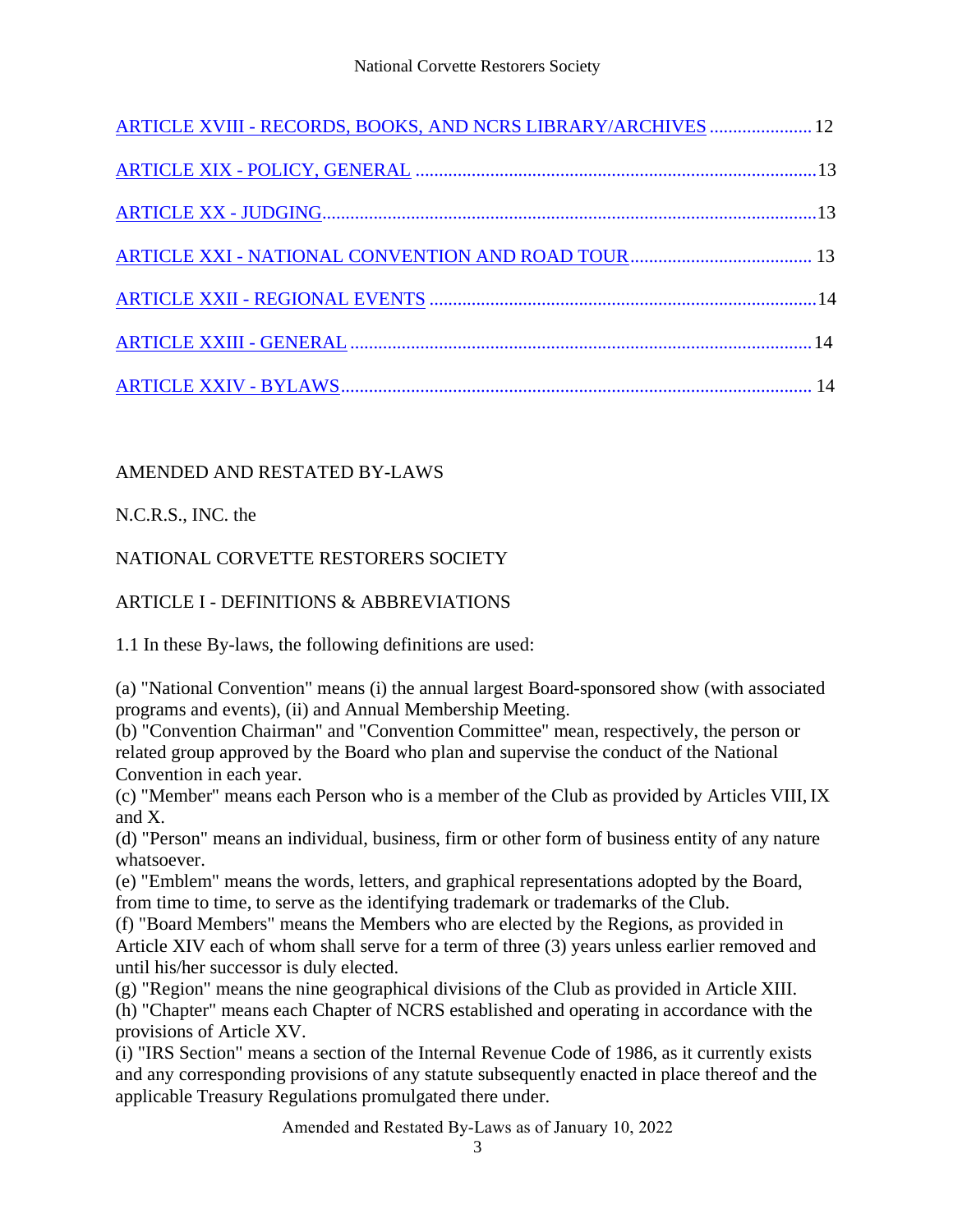[ARTICLE XVIII - RECORDS, BOOKS, AND NCRS LIBRARY/ARCHIVES](#) ...................... 12

[ARTICLE XIX - POLICY, GENERAL](#) ..................................................................................... 13

[ARTICLE XX - JUDGING](#)......................................................................................................... 13

[ARTICLE XXI - NATIONAL CONVENTION AND ROAD TOUR](#)....................................... 13

[ARTICLE XXII - REGIONAL EVENTS](#) .................................................................................. 14

[ARTICLE XXIII - GENERAL](#) .................................................................................................. 14

[ARTICLE XXIV - BYLAWS](#)..................................................................................................... 14

AMENDED AND RESTATED BY-LAWS

N.C.R.S., INC. the

NATIONAL CORVETTE RESTORERS SOCIETY

## ARTICLE I - DEFINITIONS & ABBREVIATIONS

1.1 In these By-laws, the following definitions are used:

(a) "National Convention" means (i) the annual largest Board-sponsored show (with associated programs and events), (ii) and Annual Membership Meeting.
(b) "Convention Chairman" and "Convention Committee" mean, respectively, the person or related group approved by the Board who plan and supervise the conduct of the National Convention in each year.
(c) "Member" means each Person who is a member of the Club as provided by Articles VIII, IX and X.
(d) "Person" means an individual, business, firm or other form of business entity of any nature whatsoever.
(e) "Emblem" means the words, letters, and graphical representations adopted by the Board, from time to time, to serve as the identifying trademark or trademarks of the Club.
(f) "Board Members" means the Members who are elected by the Regions, as provided in Article XIV each of whom shall serve for a term of three (3) years unless earlier removed and until his/her successor is duly elected.
(g) "Region" means the nine geographical divisions of the Club as provided in Article XIII.
(h) "Chapter" means each Chapter of NCRS established and operating in accordance with the provisions of Article XV.
(i) "IRS Section" means a section of the Internal Revenue Code of 1986, as it currently exists and any corresponding provisions of any statute subsequently enacted in place thereof and the applicable Treasury Regulations promulgated there under.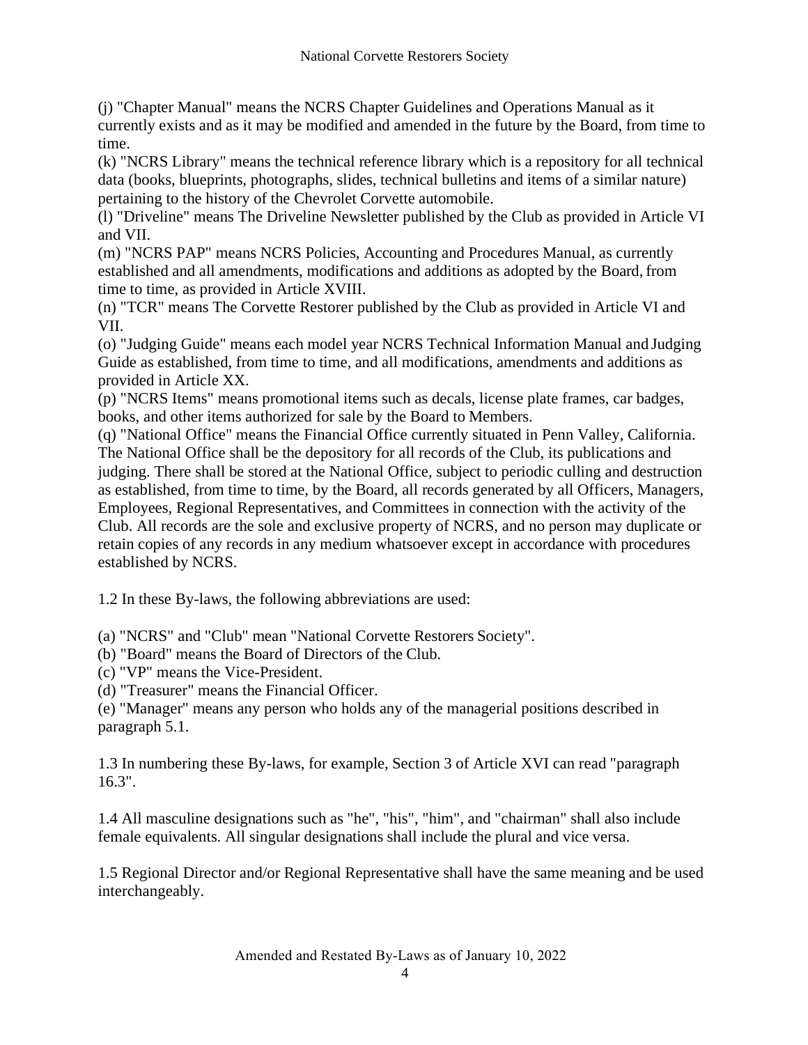(j) "Chapter Manual" means the NCRS Chapter Guidelines and Operations Manual as it currently exists and as it may be modified and amended in the future by the Board, from time to time.

(k) "NCRS Library" means the technical reference library which is a repository for all technical data (books, blueprints, photographs, slides, technical bulletins and items of a similar nature) pertaining to the history of the Chevrolet Corvette automobile.

(l) "Driveline" means The Driveline Newsletter published by the Club as provided in Article VI and VII.

(m) "NCRS PAP" means NCRS Policies, Accounting and Procedures Manual, as currently established and all amendments, modifications and additions as adopted by the Board, from time to time, as provided in Article XVIII.

(n) "TCR" means The Corvette Restorer published by the Club as provided in Article VI and VII.

(o) "Judging Guide" means each model year NCRS Technical Information Manual and Judging Guide as established, from time to time, and all modifications, amendments and additions as provided in Article XX.

(p) "NCRS Items" means promotional items such as decals, license plate frames, car badges, books, and other items authorized for sale by the Board to Members.

(q) "National Office" means the Financial Office currently situated in Penn Valley, California. The National Office shall be the depository for all records of the Club, its publications and judging. There shall be stored at the National Office, subject to periodic culling and destruction as established, from time to time, by the Board, all records generated by all Officers, Managers, Employees, Regional Representatives, and Committees in connection with the activity of the Club. All records are the sole and exclusive property of NCRS, and no person may duplicate or retain copies of any records in any medium whatsoever except in accordance with procedures established by NCRS.

1.2 In these By-laws, the following abbreviations are used:

(a) "NCRS" and "Club" mean "National Corvette Restorers Society".

(b) "Board" means the Board of Directors of the Club.

(c) "VP" means the Vice-President.

(d) "Treasurer" means the Financial Officer.

(e) "Manager" means any person who holds any of the managerial positions described in paragraph 5.1.

1.3 In numbering these By-laws, for example, Section 3 of Article XVI can read "paragraph 16.3".

1.4 All masculine designations such as "he", "his", "him", and "chairman" shall also include female equivalents. All singular designations shall include the plural and vice versa.

1.5 Regional Director and/or Regional Representative shall have the same meaning and be used interchangeably.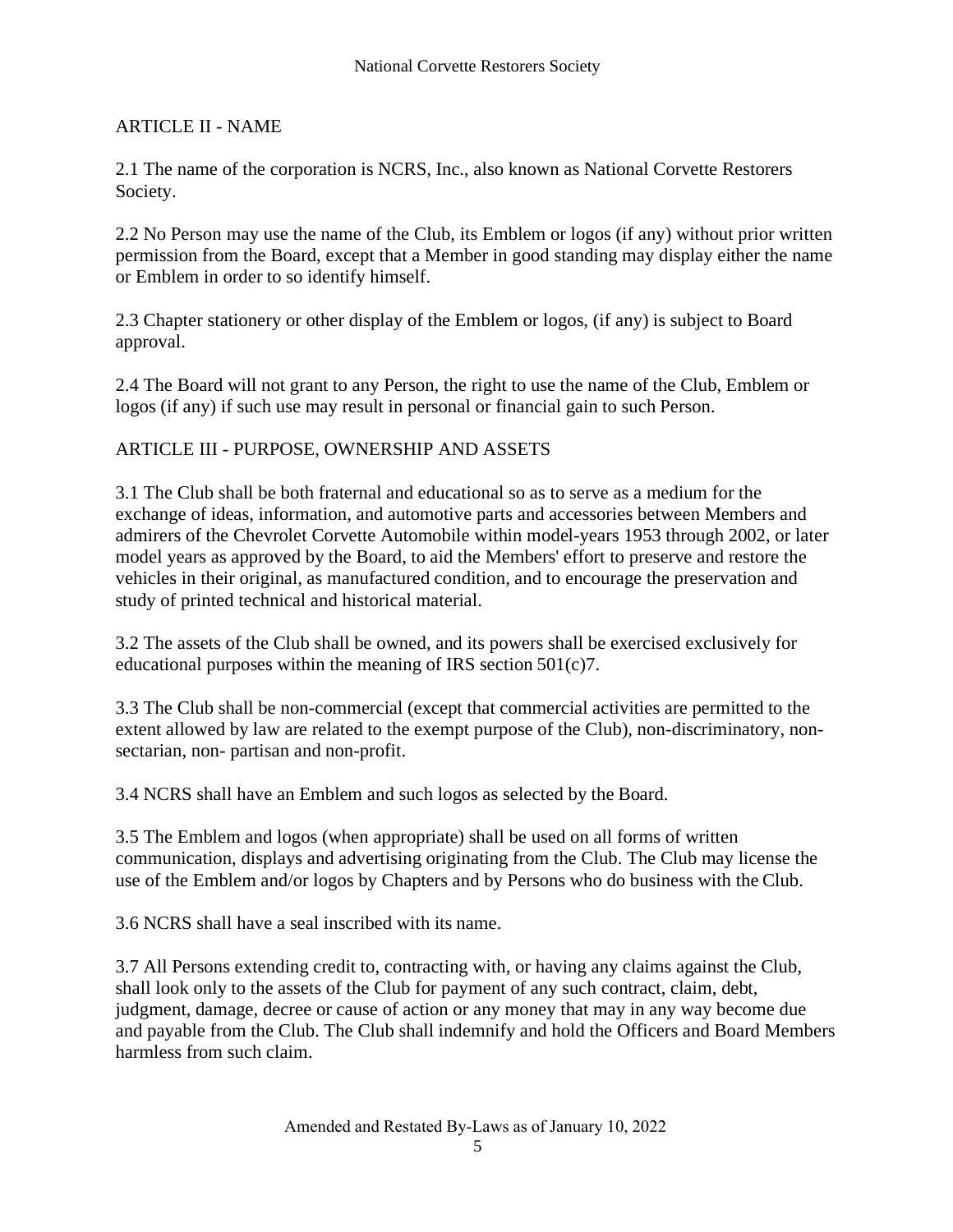## ARTICLE II - NAME

2.1 The name of the corporation is NCRS, Inc., also known as National Corvette Restorers Society.

2.2 No Person may use the name of the Club, its Emblem or logos (if any) without prior written permission from the Board, except that a Member in good standing may display either the name or Emblem in order to so identify himself.

2.3 Chapter stationery or other display of the Emblem or logos, (if any) is subject to Board approval.

2.4 The Board will not grant to any Person, the right to use the name of the Club, Emblem or logos (if any) if such use may result in personal or financial gain to such Person.

## ARTICLE III - PURPOSE, OWNERSHIP AND ASSETS

3.1 The Club shall be both fraternal and educational so as to serve as a medium for the exchange of ideas, information, and automotive parts and accessories between Members and admirers of the Chevrolet Corvette Automobile within model-years 1953 through 2002, or later model years as approved by the Board, to aid the Members' effort to preserve and restore the vehicles in their original, as manufactured condition, and to encourage the preservation and study of printed technical and historical material.

3.2 The assets of the Club shall be owned, and its powers shall be exercised exclusively for educational purposes within the meaning of IRS section 501(c)7.

3.3 The Club shall be non-commercial (except that commercial activities are permitted to the extent allowed by law are related to the exempt purpose of the Club), non-discriminatory, non-sectarian, non- partisan and non-profit.

3.4 NCRS shall have an Emblem and such logos as selected by the Board.

3.5 The Emblem and logos (when appropriate) shall be used on all forms of written communication, displays and advertising originating from the Club. The Club may license the use of the Emblem and/or logos by Chapters and by Persons who do business with the Club.

3.6 NCRS shall have a seal inscribed with its name.

3.7 All Persons extending credit to, contracting with, or having any claims against the Club, shall look only to the assets of the Club for payment of any such contract, claim, debt, judgment, damage, decree or cause of action or any money that may in any way become due and payable from the Club. The Club shall indemnify and hold the Officers and Board Members harmless from such claim.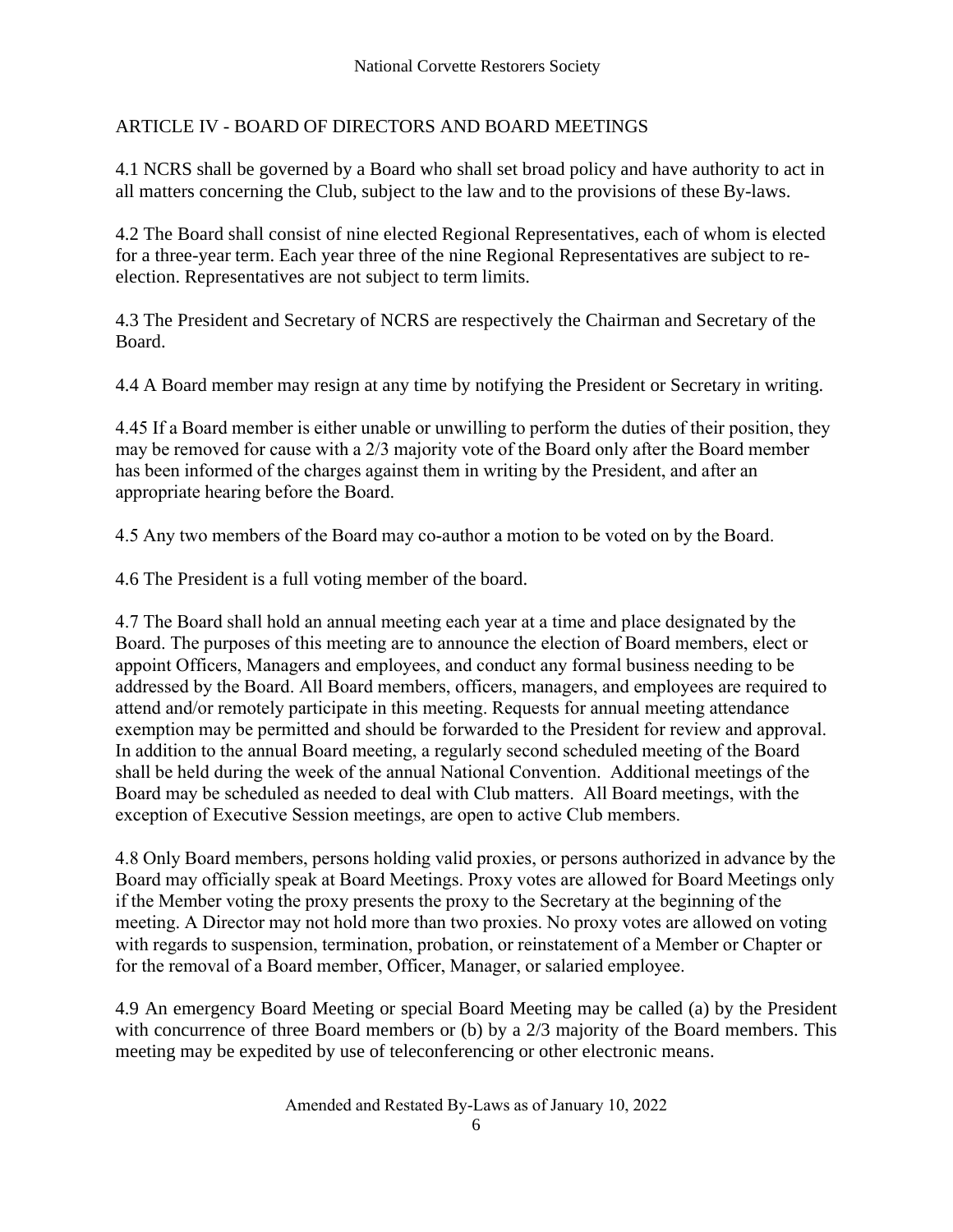## ARTICLE IV - BOARD OF DIRECTORS AND BOARD MEETINGS

4.1 NCRS shall be governed by a Board who shall set broad policy and have authority to act in all matters concerning the Club, subject to the law and to the provisions of these By-laws.

4.2 The Board shall consist of nine elected Regional Representatives, each of whom is elected for a three-year term. Each year three of the nine Regional Representatives are subject to re-election. Representatives are not subject to term limits.

4.3 The President and Secretary of NCRS are respectively the Chairman and Secretary of the Board.

4.4 A Board member may resign at any time by notifying the President or Secretary in writing.

4.45 If a Board member is either unable or unwilling to perform the duties of their position, they may be removed for cause with a 2/3 majority vote of the Board only after the Board member has been informed of the charges against them in writing by the President, and after an appropriate hearing before the Board.

4.5 Any two members of the Board may co-author a motion to be voted on by the Board.

4.6 The President is a full voting member of the board.

4.7 The Board shall hold an annual meeting each year at a time and place designated by the Board. The purposes of this meeting are to announce the election of Board members, elect or appoint Officers, Managers and employees, and conduct any formal business needing to be addressed by the Board. All Board members, officers, managers, and employees are required to attend and/or remotely participate in this meeting. Requests for annual meeting attendance exemption may be permitted and should be forwarded to the President for review and approval. In addition to the annual Board meeting, a regularly second scheduled meeting of the Board shall be held during the week of the annual National Convention. Additional meetings of the Board may be scheduled as needed to deal with Club matters. All Board meetings, with the exception of Executive Session meetings, are open to active Club members.

4.8 Only Board members, persons holding valid proxies, or persons authorized in advance by the Board may officially speak at Board Meetings. Proxy votes are allowed for Board Meetings only if the Member voting the proxy presents the proxy to the Secretary at the beginning of the meeting. A Director may not hold more than two proxies. No proxy votes are allowed on voting with regards to suspension, termination, probation, or reinstatement of a Member or Chapter or for the removal of a Board member, Officer, Manager, or salaried employee.

4.9 An emergency Board Meeting or special Board Meeting may be called (a) by the President with concurrence of three Board members or (b) by a 2/3 majority of the Board members. This meeting may be expedited by use of teleconferencing or other electronic means.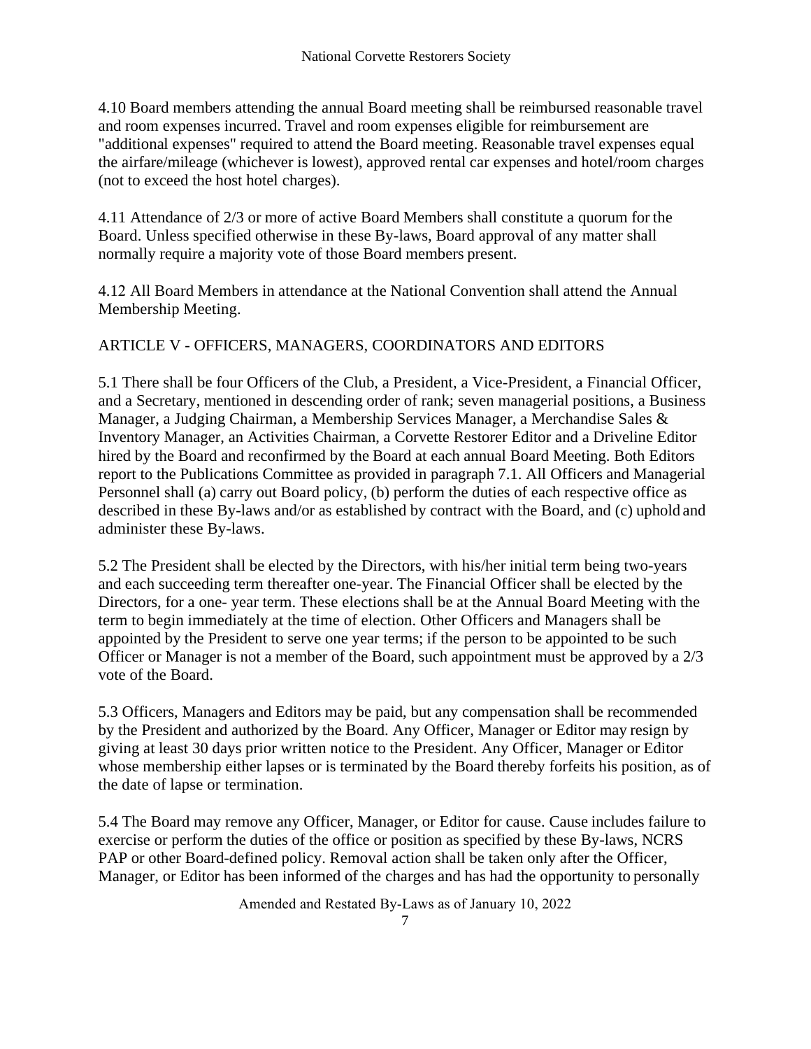4.10 Board members attending the annual Board meeting shall be reimbursed reasonable travel and room expenses incurred. Travel and room expenses eligible for reimbursement are "additional expenses" required to attend the Board meeting. Reasonable travel expenses equal the airfare/mileage (whichever is lowest), approved rental car expenses and hotel/room charges (not to exceed the host hotel charges).

4.11 Attendance of 2/3 or more of active Board Members shall constitute a quorum for the Board. Unless specified otherwise in these By-laws, Board approval of any matter shall normally require a majority vote of those Board members present.

4.12 All Board Members in attendance at the National Convention shall attend the Annual Membership Meeting.

## ARTICLE V - OFFICERS, MANAGERS, COORDINATORS AND EDITORS

5.1 There shall be four Officers of the Club, a President, a Vice-President, a Financial Officer, and a Secretary, mentioned in descending order of rank; seven managerial positions, a Business Manager, a Judging Chairman, a Membership Services Manager, a Merchandise Sales & Inventory Manager, an Activities Chairman, a Corvette Restorer Editor and a Driveline Editor hired by the Board and reconfirmed by the Board at each annual Board Meeting. Both Editors report to the Publications Committee as provided in paragraph 7.1. All Officers and Managerial Personnel shall (a) carry out Board policy, (b) perform the duties of each respective office as described in these By-laws and/or as established by contract with the Board, and (c) uphold and administer these By-laws.

5.2 The President shall be elected by the Directors, with his/her initial term being two-years and each succeeding term thereafter one-year. The Financial Officer shall be elected by the Directors, for a one- year term. These elections shall be at the Annual Board Meeting with the term to begin immediately at the time of election. Other Officers and Managers shall be appointed by the President to serve one year terms; if the person to be appointed to be such Officer or Manager is not a member of the Board, such appointment must be approved by a 2/3 vote of the Board.

5.3 Officers, Managers and Editors may be paid, but any compensation shall be recommended by the President and authorized by the Board. Any Officer, Manager or Editor may resign by giving at least 30 days prior written notice to the President. Any Officer, Manager or Editor whose membership either lapses or is terminated by the Board thereby forfeits his position, as of the date of lapse or termination.

5.4 The Board may remove any Officer, Manager, or Editor for cause. Cause includes failure to exercise or perform the duties of the office or position as specified by these By-laws, NCRS PAP or other Board-defined policy. Removal action shall be taken only after the Officer, Manager, or Editor has been informed of the charges and has had the opportunity to personally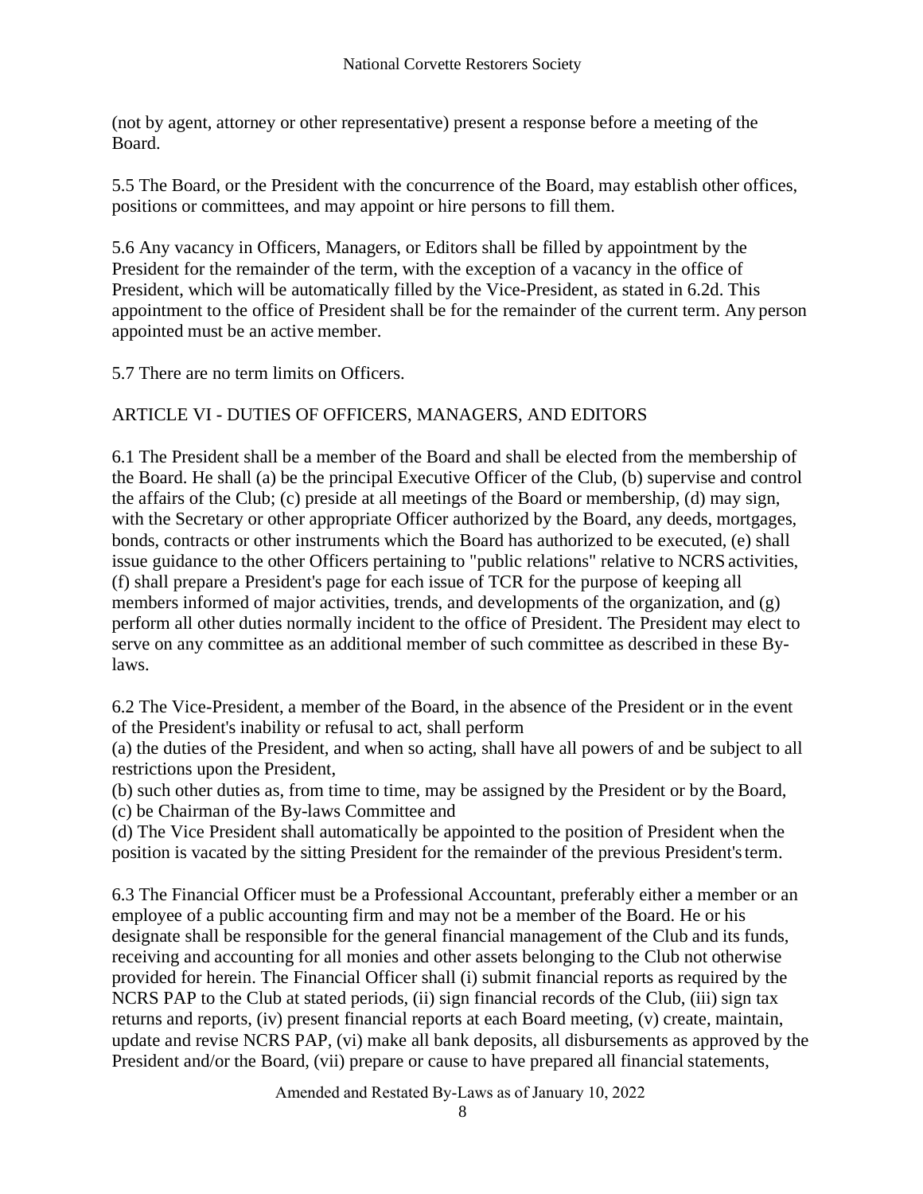(not by agent, attorney or other representative) present a response before a meeting of the Board.

5.5 The Board, or the President with the concurrence of the Board, may establish other offices, positions or committees, and may appoint or hire persons to fill them.

5.6 Any vacancy in Officers, Managers, or Editors shall be filled by appointment by the President for the remainder of the term, with the exception of a vacancy in the office of President, which will be automatically filled by the Vice-President, as stated in 6.2d. This appointment to the office of President shall be for the remainder of the current term. Any person appointed must be an active member.

5.7 There are no term limits on Officers.

## ARTICLE VI - DUTIES OF OFFICERS, MANAGERS, AND EDITORS

6.1 The President shall be a member of the Board and shall be elected from the membership of the Board. He shall (a) be the principal Executive Officer of the Club, (b) supervise and control the affairs of the Club; (c) preside at all meetings of the Board or membership, (d) may sign, with the Secretary or other appropriate Officer authorized by the Board, any deeds, mortgages, bonds, contracts or other instruments which the Board has authorized to be executed, (e) shall issue guidance to the other Officers pertaining to "public relations" relative to NCRS activities, (f) shall prepare a President's page for each issue of TCR for the purpose of keeping all members informed of major activities, trends, and developments of the organization, and (g) perform all other duties normally incident to the office of President. The President may elect to serve on any committee as an additional member of such committee as described in these By-laws.

6.2 The Vice-President, a member of the Board, in the absence of the President or in the event of the President's inability or refusal to act, shall perform

(a) the duties of the President, and when so acting, shall have all powers of and be subject to all restrictions upon the President,

(b) such other duties as, from time to time, may be assigned by the President or by the Board,

(c) be Chairman of the By-laws Committee and

(d) The Vice President shall automatically be appointed to the position of President when the position is vacated by the sitting President for the remainder of the previous President's term.

6.3 The Financial Officer must be a Professional Accountant, preferably either a member or an employee of a public accounting firm and may not be a member of the Board. He or his designate shall be responsible for the general financial management of the Club and its funds, receiving and accounting for all monies and other assets belonging to the Club not otherwise provided for herein. The Financial Officer shall (i) submit financial reports as required by the NCRS PAP to the Club at stated periods, (ii) sign financial records of the Club, (iii) sign tax returns and reports, (iv) present financial reports at each Board meeting, (v) create, maintain, update and revise NCRS PAP, (vi) make all bank deposits, all disbursements as approved by the President and/or the Board, (vii) prepare or cause to have prepared all financial statements,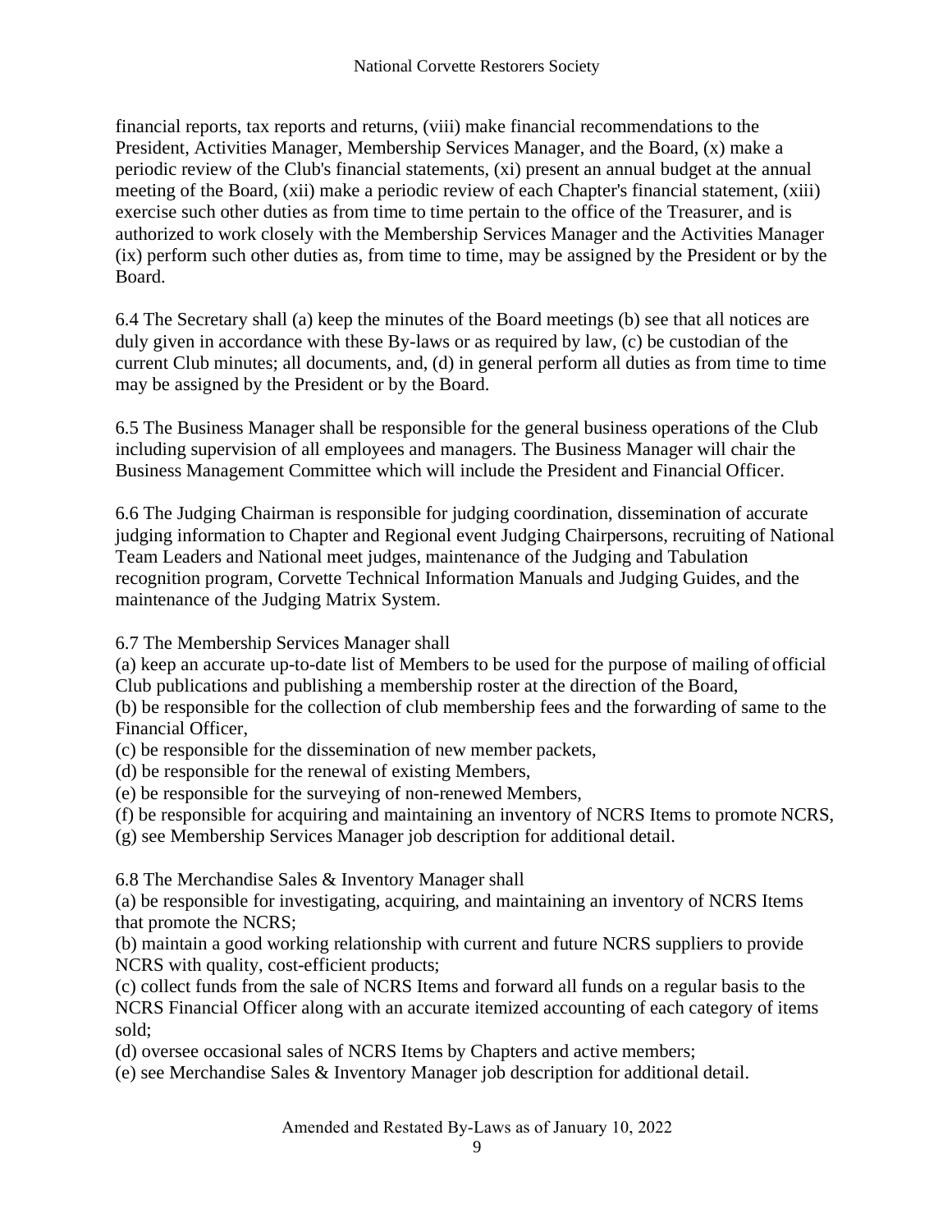financial reports, tax reports and returns, (viii) make financial recommendations to the President, Activities Manager, Membership Services Manager, and the Board, (x) make a periodic review of the Club's financial statements, (xi) present an annual budget at the annual meeting of the Board, (xii) make a periodic review of each Chapter's financial statement, (xiii) exercise such other duties as from time to time pertain to the office of the Treasurer, and is authorized to work closely with the Membership Services Manager and the Activities Manager (ix) perform such other duties as, from time to time, may be assigned by the President or by the Board.

6.4 The Secretary shall (a) keep the minutes of the Board meetings (b) see that all notices are duly given in accordance with these By-laws or as required by law, (c) be custodian of the current Club minutes; all documents, and, (d) in general perform all duties as from time to time may be assigned by the President or by the Board.

6.5 The Business Manager shall be responsible for the general business operations of the Club including supervision of all employees and managers. The Business Manager will chair the Business Management Committee which will include the President and Financial Officer.

6.6 The Judging Chairman is responsible for judging coordination, dissemination of accurate judging information to Chapter and Regional event Judging Chairpersons, recruiting of National Team Leaders and National meet judges, maintenance of the Judging and Tabulation recognition program, Corvette Technical Information Manuals and Judging Guides, and the maintenance of the Judging Matrix System.

6.7 The Membership Services Manager shall

(a) keep an accurate up-to-date list of Members to be used for the purpose of mailing of official Club publications and publishing a membership roster at the direction of the Board,

(b) be responsible for the collection of club membership fees and the forwarding of same to the Financial Officer,

(c) be responsible for the dissemination of new member packets,

(d) be responsible for the renewal of existing Members,

(e) be responsible for the surveying of non-renewed Members,

(f) be responsible for acquiring and maintaining an inventory of NCRS Items to promote NCRS,

(g) see Membership Services Manager job description for additional detail.

6.8 The Merchandise Sales & Inventory Manager shall

(a) be responsible for investigating, acquiring, and maintaining an inventory of NCRS Items that promote the NCRS;

(b) maintain a good working relationship with current and future NCRS suppliers to provide NCRS with quality, cost-efficient products;

(c) collect funds from the sale of NCRS Items and forward all funds on a regular basis to the NCRS Financial Officer along with an accurate itemized accounting of each category of items sold;

(d) oversee occasional sales of NCRS Items by Chapters and active members;

(e) see Merchandise Sales & Inventory Manager job description for additional detail.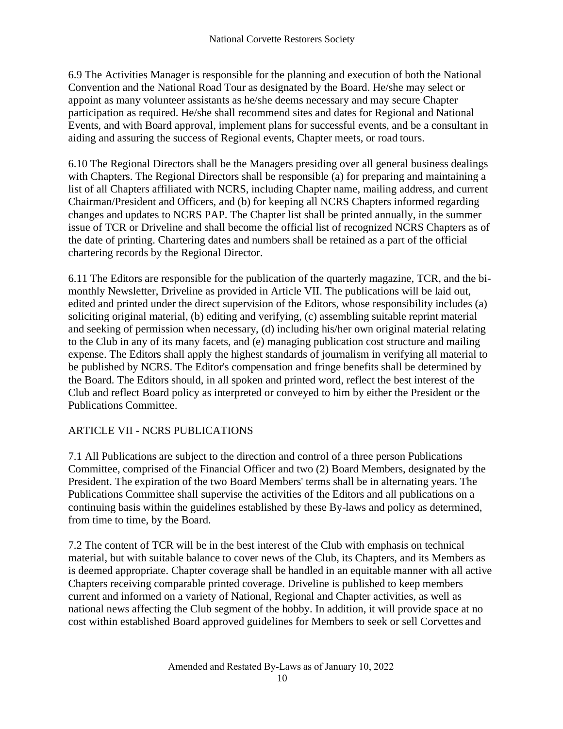6.9 The Activities Manager is responsible for the planning and execution of both the National Convention and the National Road Tour as designated by the Board. He/she may select or appoint as many volunteer assistants as he/she deems necessary and may secure Chapter participation as required. He/she shall recommend sites and dates for Regional and National Events, and with Board approval, implement plans for successful events, and be a consultant in aiding and assuring the success of Regional events, Chapter meets, or road tours.

6.10 The Regional Directors shall be the Managers presiding over all general business dealings with Chapters. The Regional Directors shall be responsible (a) for preparing and maintaining a list of all Chapters affiliated with NCRS, including Chapter name, mailing address, and current Chairman/President and Officers, and (b) for keeping all NCRS Chapters informed regarding changes and updates to NCRS PAP. The Chapter list shall be printed annually, in the summer issue of TCR or Driveline and shall become the official list of recognized NCRS Chapters as of the date of printing. Chartering dates and numbers shall be retained as a part of the official chartering records by the Regional Director.

6.11 The Editors are responsible for the publication of the quarterly magazine, TCR, and the bi-monthly Newsletter, Driveline as provided in Article VII. The publications will be laid out, edited and printed under the direct supervision of the Editors, whose responsibility includes (a) soliciting original material, (b) editing and verifying, (c) assembling suitable reprint material and seeking of permission when necessary, (d) including his/her own original material relating to the Club in any of its many facets, and (e) managing publication cost structure and mailing expense. The Editors shall apply the highest standards of journalism in verifying all material to be published by NCRS. The Editor's compensation and fringe benefits shall be determined by the Board. The Editors should, in all spoken and printed word, reflect the best interest of the Club and reflect Board policy as interpreted or conveyed to him by either the President or the Publications Committee.

## ARTICLE VII - NCRS PUBLICATIONS

7.1 All Publications are subject to the direction and control of a three person Publications Committee, comprised of the Financial Officer and two (2) Board Members, designated by the President. The expiration of the two Board Members' terms shall be in alternating years. The Publications Committee shall supervise the activities of the Editors and all publications on a continuing basis within the guidelines established by these By-laws and policy as determined, from time to time, by the Board.

7.2 The content of TCR will be in the best interest of the Club with emphasis on technical material, but with suitable balance to cover news of the Club, its Chapters, and its Members as is deemed appropriate. Chapter coverage shall be handled in an equitable manner with all active Chapters receiving comparable printed coverage. Driveline is published to keep members current and informed on a variety of National, Regional and Chapter activities, as well as national news affecting the Club segment of the hobby. In addition, it will provide space at no cost within established Board approved guidelines for Members to seek or sell Corvettes and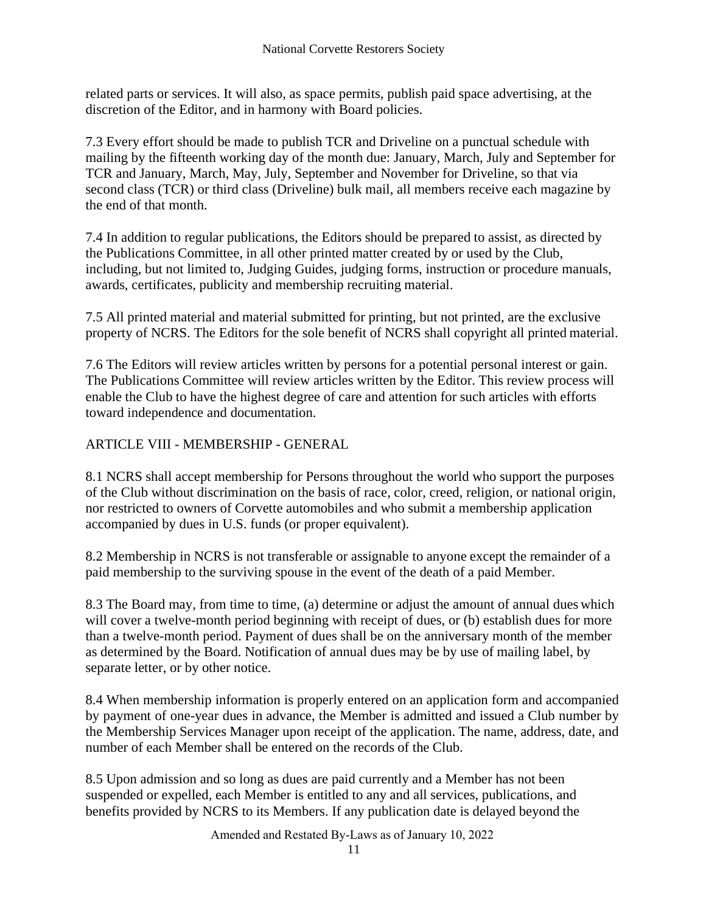related parts or services. It will also, as space permits, publish paid space advertising, at the discretion of the Editor, and in harmony with Board policies.

7.3 Every effort should be made to publish TCR and Driveline on a punctual schedule with mailing by the fifteenth working day of the month due: January, March, July and September for TCR and January, March, May, July, September and November for Driveline, so that via second class (TCR) or third class (Driveline) bulk mail, all members receive each magazine by the end of that month.

7.4 In addition to regular publications, the Editors should be prepared to assist, as directed by the Publications Committee, in all other printed matter created by or used by the Club, including, but not limited to, Judging Guides, judging forms, instruction or procedure manuals, awards, certificates, publicity and membership recruiting material.

7.5 All printed material and material submitted for printing, but not printed, are the exclusive property of NCRS. The Editors for the sole benefit of NCRS shall copyright all printed material.

7.6 The Editors will review articles written by persons for a potential personal interest or gain. The Publications Committee will review articles written by the Editor. This review process will enable the Club to have the highest degree of care and attention for such articles with efforts toward independence and documentation.

## ARTICLE VIII - MEMBERSHIP - GENERAL

8.1 NCRS shall accept membership for Persons throughout the world who support the purposes of the Club without discrimination on the basis of race, color, creed, religion, or national origin, nor restricted to owners of Corvette automobiles and who submit a membership application accompanied by dues in U.S. funds (or proper equivalent).

8.2 Membership in NCRS is not transferable or assignable to anyone except the remainder of a paid membership to the surviving spouse in the event of the death of a paid Member.

8.3 The Board may, from time to time, (a) determine or adjust the amount of annual dues which will cover a twelve-month period beginning with receipt of dues, or (b) establish dues for more than a twelve-month period. Payment of dues shall be on the anniversary month of the member as determined by the Board. Notification of annual dues may be by use of mailing label, by separate letter, or by other notice.

8.4 When membership information is properly entered on an application form and accompanied by payment of one-year dues in advance, the Member is admitted and issued a Club number by the Membership Services Manager upon receipt of the application. The name, address, date, and number of each Member shall be entered on the records of the Club.

8.5 Upon admission and so long as dues are paid currently and a Member has not been suspended or expelled, each Member is entitled to any and all services, publications, and benefits provided by NCRS to its Members. If any publication date is delayed beyond the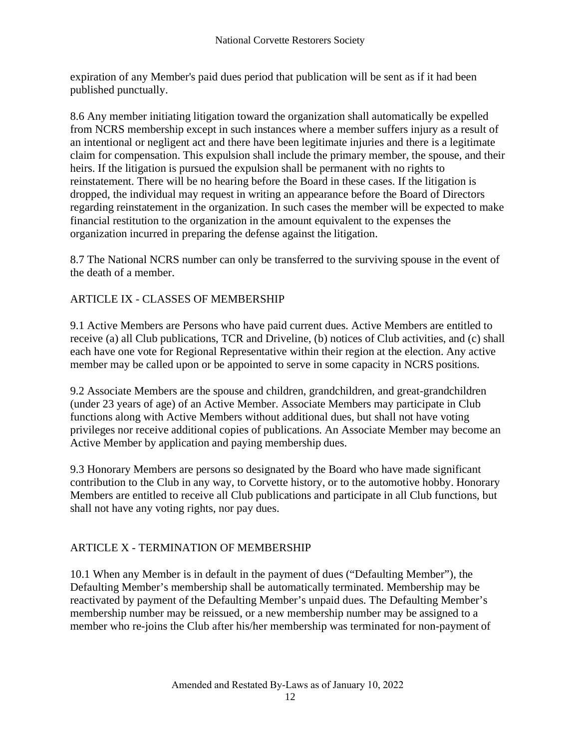expiration of any Member's paid dues period that publication will be sent as if it had been published punctually.

8.6 Any member initiating litigation toward the organization shall automatically be expelled from NCRS membership except in such instances where a member suffers injury as a result of an intentional or negligent act and there have been legitimate injuries and there is a legitimate claim for compensation. This expulsion shall include the primary member, the spouse, and their heirs. If the litigation is pursued the expulsion shall be permanent with no rights to reinstatement. There will be no hearing before the Board in these cases. If the litigation is dropped, the individual may request in writing an appearance before the Board of Directors regarding reinstatement in the organization. In such cases the member will be expected to make financial restitution to the organization in the amount equivalent to the expenses the organization incurred in preparing the defense against the litigation.

8.7 The National NCRS number can only be transferred to the surviving spouse in the event of the death of a member.

## ARTICLE IX - CLASSES OF MEMBERSHIP

9.1 Active Members are Persons who have paid current dues. Active Members are entitled to receive (a) all Club publications, TCR and Driveline, (b) notices of Club activities, and (c) shall each have one vote for Regional Representative within their region at the election. Any active member may be called upon or be appointed to serve in some capacity in NCRS positions.

9.2 Associate Members are the spouse and children, grandchildren, and great-grandchildren (under 23 years of age) of an Active Member. Associate Members may participate in Club functions along with Active Members without additional dues, but shall not have voting privileges nor receive additional copies of publications. An Associate Member may become an Active Member by application and paying membership dues.

9.3 Honorary Members are persons so designated by the Board who have made significant contribution to the Club in any way, to Corvette history, or to the automotive hobby. Honorary Members are entitled to receive all Club publications and participate in all Club functions, but shall not have any voting rights, nor pay dues.

## ARTICLE X - TERMINATION OF MEMBERSHIP

10.1 When any Member is in default in the payment of dues ("Defaulting Member"), the Defaulting Member's membership shall be automatically terminated. Membership may be reactivated by payment of the Defaulting Member's unpaid dues. The Defaulting Member's membership number may be reissued, or a new membership number may be assigned to a member who re-joins the Club after his/her membership was terminated for non-payment of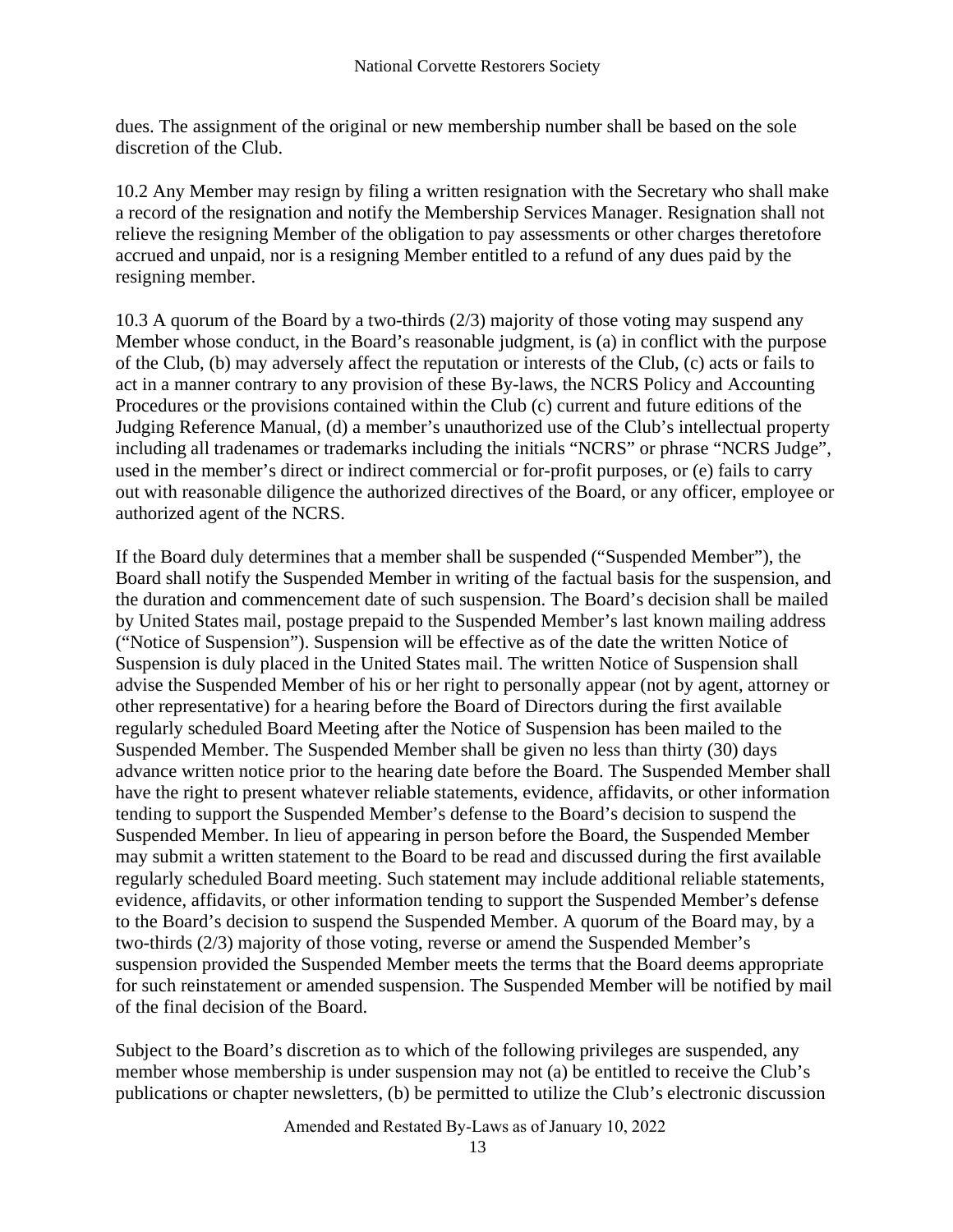dues. The assignment of the original or new membership number shall be based on the sole discretion of the Club.

10.2 Any Member may resign by filing a written resignation with the Secretary who shall make a record of the resignation and notify the Membership Services Manager. Resignation shall not relieve the resigning Member of the obligation to pay assessments or other charges theretofore accrued and unpaid, nor is a resigning Member entitled to a refund of any dues paid by the resigning member.

10.3 A quorum of the Board by a two-thirds (2/3) majority of those voting may suspend any Member whose conduct, in the Board's reasonable judgment, is (a) in conflict with the purpose of the Club, (b) may adversely affect the reputation or interests of the Club, (c) acts or fails to act in a manner contrary to any provision of these By-laws, the NCRS Policy and Accounting Procedures or the provisions contained within the Club (c) current and future editions of the Judging Reference Manual, (d) a member's unauthorized use of the Club's intellectual property including all tradenames or trademarks including the initials "NCRS" or phrase "NCRS Judge", used in the member's direct or indirect commercial or for-profit purposes, or (e) fails to carry out with reasonable diligence the authorized directives of the Board, or any officer, employee or authorized agent of the NCRS.

If the Board duly determines that a member shall be suspended ("Suspended Member"), the Board shall notify the Suspended Member in writing of the factual basis for the suspension, and the duration and commencement date of such suspension. The Board's decision shall be mailed by United States mail, postage prepaid to the Suspended Member's last known mailing address ("Notice of Suspension"). Suspension will be effective as of the date the written Notice of Suspension is duly placed in the United States mail. The written Notice of Suspension shall advise the Suspended Member of his or her right to personally appear (not by agent, attorney or other representative) for a hearing before the Board of Directors during the first available regularly scheduled Board Meeting after the Notice of Suspension has been mailed to the Suspended Member. The Suspended Member shall be given no less than thirty (30) days advance written notice prior to the hearing date before the Board. The Suspended Member shall have the right to present whatever reliable statements, evidence, affidavits, or other information tending to support the Suspended Member's defense to the Board's decision to suspend the Suspended Member. In lieu of appearing in person before the Board, the Suspended Member may submit a written statement to the Board to be read and discussed during the first available regularly scheduled Board meeting. Such statement may include additional reliable statements, evidence, affidavits, or other information tending to support the Suspended Member's defense to the Board's decision to suspend the Suspended Member. A quorum of the Board may, by a two-thirds (2/3) majority of those voting, reverse or amend the Suspended Member's suspension provided the Suspended Member meets the terms that the Board deems appropriate for such reinstatement or amended suspension. The Suspended Member will be notified by mail of the final decision of the Board.

Subject to the Board's discretion as to which of the following privileges are suspended, any member whose membership is under suspension may not (a) be entitled to receive the Club's publications or chapter newsletters, (b) be permitted to utilize the Club's electronic discussion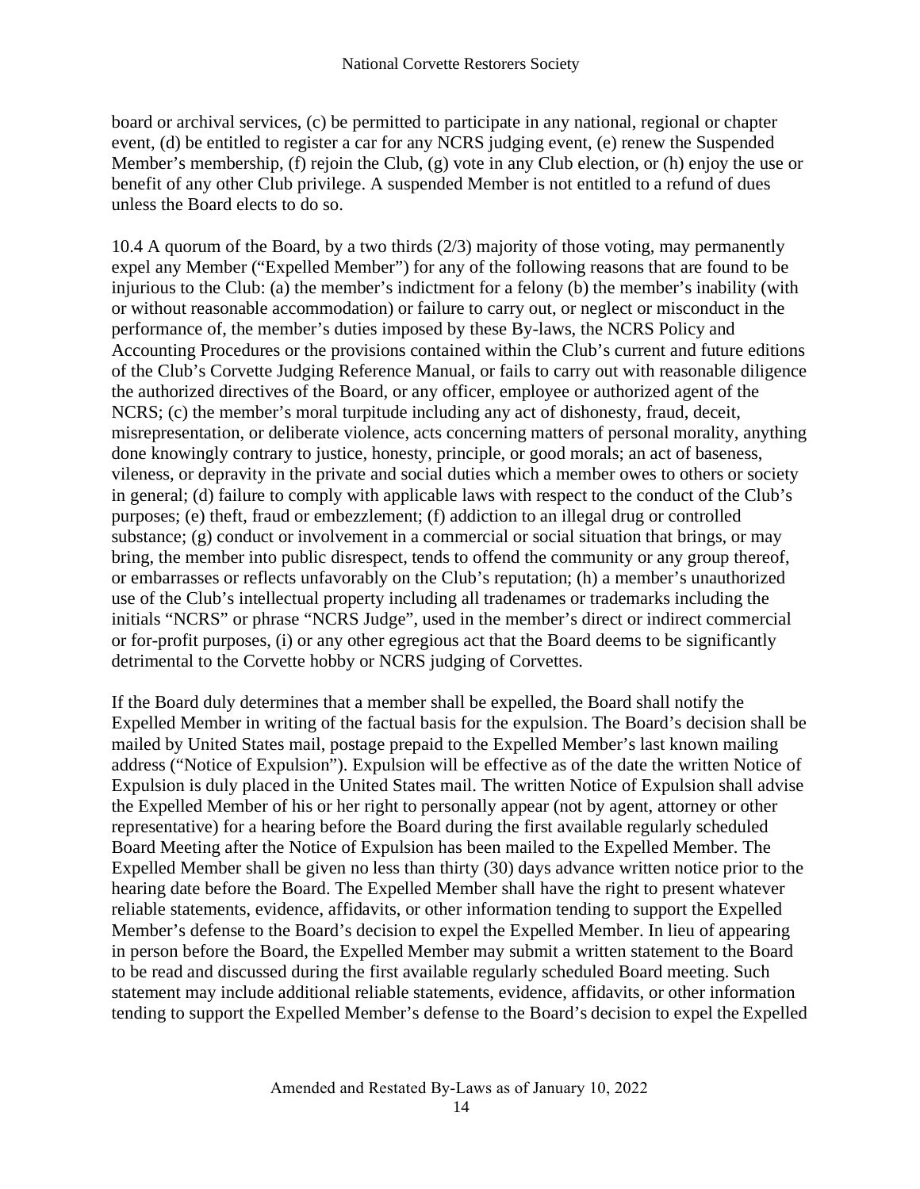board or archival services, (c) be permitted to participate in any national, regional or chapter event, (d) be entitled to register a car for any NCRS judging event, (e) renew the Suspended Member's membership, (f) rejoin the Club, (g) vote in any Club election, or (h) enjoy the use or benefit of any other Club privilege. A suspended Member is not entitled to a refund of dues unless the Board elects to do so.

10.4 A quorum of the Board, by a two thirds (2/3) majority of those voting, may permanently expel any Member ("Expelled Member") for any of the following reasons that are found to be injurious to the Club: (a) the member's indictment for a felony (b) the member's inability (with or without reasonable accommodation) or failure to carry out, or neglect or misconduct in the performance of, the member's duties imposed by these By-laws, the NCRS Policy and Accounting Procedures or the provisions contained within the Club's current and future editions of the Club's Corvette Judging Reference Manual, or fails to carry out with reasonable diligence the authorized directives of the Board, or any officer, employee or authorized agent of the NCRS; (c) the member's moral turpitude including any act of dishonesty, fraud, deceit, misrepresentation, or deliberate violence, acts concerning matters of personal morality, anything done knowingly contrary to justice, honesty, principle, or good morals; an act of baseness, vileness, or depravity in the private and social duties which a member owes to others or society in general; (d) failure to comply with applicable laws with respect to the conduct of the Club's purposes; (e) theft, fraud or embezzlement; (f) addiction to an illegal drug or controlled substance; (g) conduct or involvement in a commercial or social situation that brings, or may bring, the member into public disrespect, tends to offend the community or any group thereof, or embarrasses or reflects unfavorably on the Club's reputation; (h) a member's unauthorized use of the Club's intellectual property including all tradenames or trademarks including the initials "NCRS" or phrase "NCRS Judge", used in the member's direct or indirect commercial or for-profit purposes, (i) or any other egregious act that the Board deems to be significantly detrimental to the Corvette hobby or NCRS judging of Corvettes.

If the Board duly determines that a member shall be expelled, the Board shall notify the Expelled Member in writing of the factual basis for the expulsion. The Board's decision shall be mailed by United States mail, postage prepaid to the Expelled Member's last known mailing address ("Notice of Expulsion"). Expulsion will be effective as of the date the written Notice of Expulsion is duly placed in the United States mail. The written Notice of Expulsion shall advise the Expelled Member of his or her right to personally appear (not by agent, attorney or other representative) for a hearing before the Board during the first available regularly scheduled Board Meeting after the Notice of Expulsion has been mailed to the Expelled Member. The Expelled Member shall be given no less than thirty (30) days advance written notice prior to the hearing date before the Board. The Expelled Member shall have the right to present whatever reliable statements, evidence, affidavits, or other information tending to support the Expelled Member's defense to the Board's decision to expel the Expelled Member. In lieu of appearing in person before the Board, the Expelled Member may submit a written statement to the Board to be read and discussed during the first available regularly scheduled Board meeting. Such statement may include additional reliable statements, evidence, affidavits, or other information tending to support the Expelled Member's defense to the Board's decision to expel the Expelled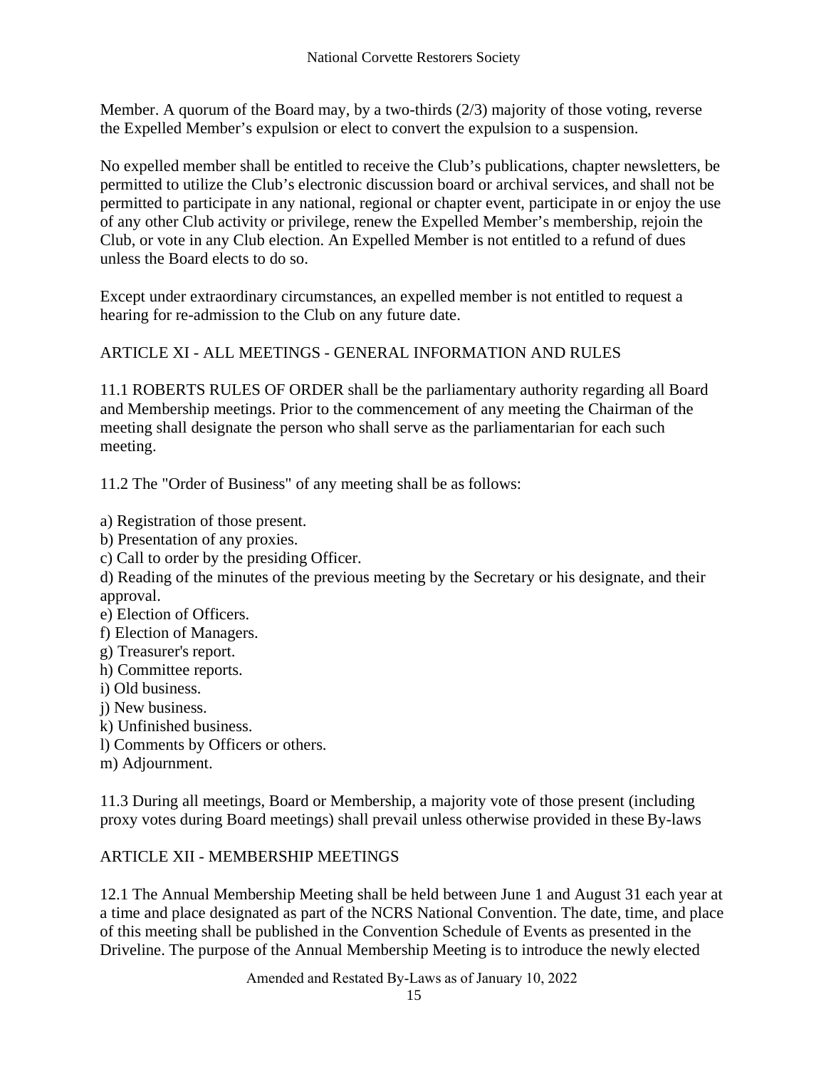Member. A quorum of the Board may, by a two-thirds (2/3) majority of those voting, reverse the Expelled Member's expulsion or elect to convert the expulsion to a suspension.

No expelled member shall be entitled to receive the Club's publications, chapter newsletters, be permitted to utilize the Club's electronic discussion board or archival services, and shall not be permitted to participate in any national, regional or chapter event, participate in or enjoy the use of any other Club activity or privilege, renew the Expelled Member's membership, rejoin the Club, or vote in any Club election. An Expelled Member is not entitled to a refund of dues unless the Board elects to do so.

Except under extraordinary circumstances, an expelled member is not entitled to request a hearing for re-admission to the Club on any future date.

## ARTICLE XI - ALL MEETINGS - GENERAL INFORMATION AND RULES

11.1 ROBERTS RULES OF ORDER shall be the parliamentary authority regarding all Board and Membership meetings. Prior to the commencement of any meeting the Chairman of the meeting shall designate the person who shall serve as the parliamentarian for each such meeting.

11.2 The "Order of Business" of any meeting shall be as follows:

a) Registration of those present.
b) Presentation of any proxies.
c) Call to order by the presiding Officer.
d) Reading of the minutes of the previous meeting by the Secretary or his designate, and their approval.
e) Election of Officers.
f) Election of Managers.
g) Treasurer's report.
h) Committee reports.
i) Old business.
j) New business.
k) Unfinished business.
l) Comments by Officers or others.
m) Adjournment.

11.3 During all meetings, Board or Membership, a majority vote of those present (including proxy votes during Board meetings) shall prevail unless otherwise provided in these By-laws

## ARTICLE XII - MEMBERSHIP MEETINGS

12.1 The Annual Membership Meeting shall be held between June 1 and August 31 each year at a time and place designated as part of the NCRS National Convention. The date, time, and place of this meeting shall be published in the Convention Schedule of Events as presented in the Driveline. The purpose of the Annual Membership Meeting is to introduce the newly elected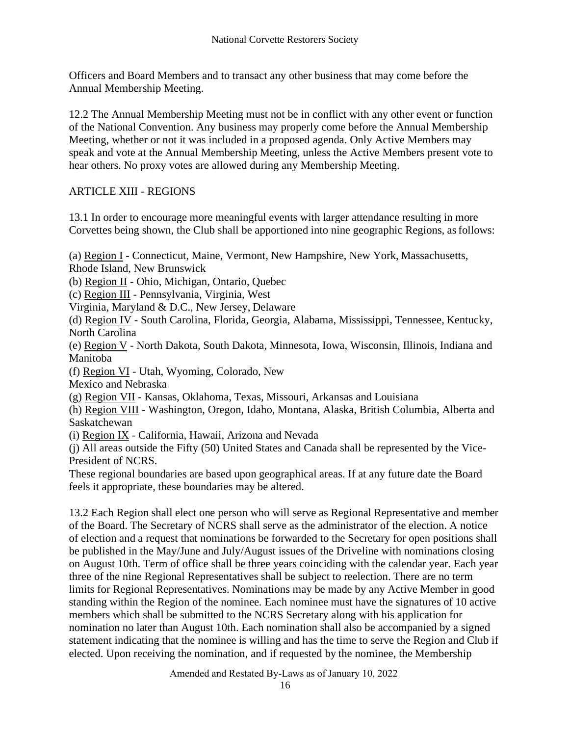Officers and Board Members and to transact any other business that may come before the Annual Membership Meeting.

12.2 The Annual Membership Meeting must not be in conflict with any other event or function of the National Convention. Any business may properly come before the Annual Membership Meeting, whether or not it was included in a proposed agenda. Only Active Members may speak and vote at the Annual Membership Meeting, unless the Active Members present vote to hear others. No proxy votes are allowed during any Membership Meeting.

## ARTICLE XIII - REGIONS

13.1 In order to encourage more meaningful events with larger attendance resulting in more Corvettes being shown, the Club shall be apportioned into nine geographic Regions, as follows:

(a) Region I - Connecticut, Maine, Vermont, New Hampshire, New York, Massachusetts, Rhode Island, New Brunswick
(b) Region II - Ohio, Michigan, Ontario, Quebec
(c) Region III - Pennsylvania, Virginia, West Virginia, Maryland & D.C., New Jersey, Delaware
(d) Region IV - South Carolina, Florida, Georgia, Alabama, Mississippi, Tennessee, Kentucky, North Carolina
(e) Region V - North Dakota, South Dakota, Minnesota, Iowa, Wisconsin, Illinois, Indiana and Manitoba
(f) Region VI - Utah, Wyoming, Colorado, New Mexico and Nebraska
(g) Region VII - Kansas, Oklahoma, Texas, Missouri, Arkansas and Louisiana
(h) Region VIII - Washington, Oregon, Idaho, Montana, Alaska, British Columbia, Alberta and Saskatchewan
(i) Region IX - California, Hawaii, Arizona and Nevada
(j) All areas outside the Fifty (50) United States and Canada shall be represented by the Vice-President of NCRS.

These regional boundaries are based upon geographical areas. If at any future date the Board feels it appropriate, these boundaries may be altered.

13.2 Each Region shall elect one person who will serve as Regional Representative and member of the Board. The Secretary of NCRS shall serve as the administrator of the election. A notice of election and a request that nominations be forwarded to the Secretary for open positions shall be published in the May/June and July/August issues of the Driveline with nominations closing on August 10th. Term of office shall be three years coinciding with the calendar year. Each year three of the nine Regional Representatives shall be subject to reelection. There are no term limits for Regional Representatives. Nominations may be made by any Active Member in good standing within the Region of the nominee. Each nominee must have the signatures of 10 active members which shall be submitted to the NCRS Secretary along with his application for nomination no later than August 10th. Each nomination shall also be accompanied by a signed statement indicating that the nominee is willing and has the time to serve the Region and Club if elected. Upon receiving the nomination, and if requested by the nominee, the Membership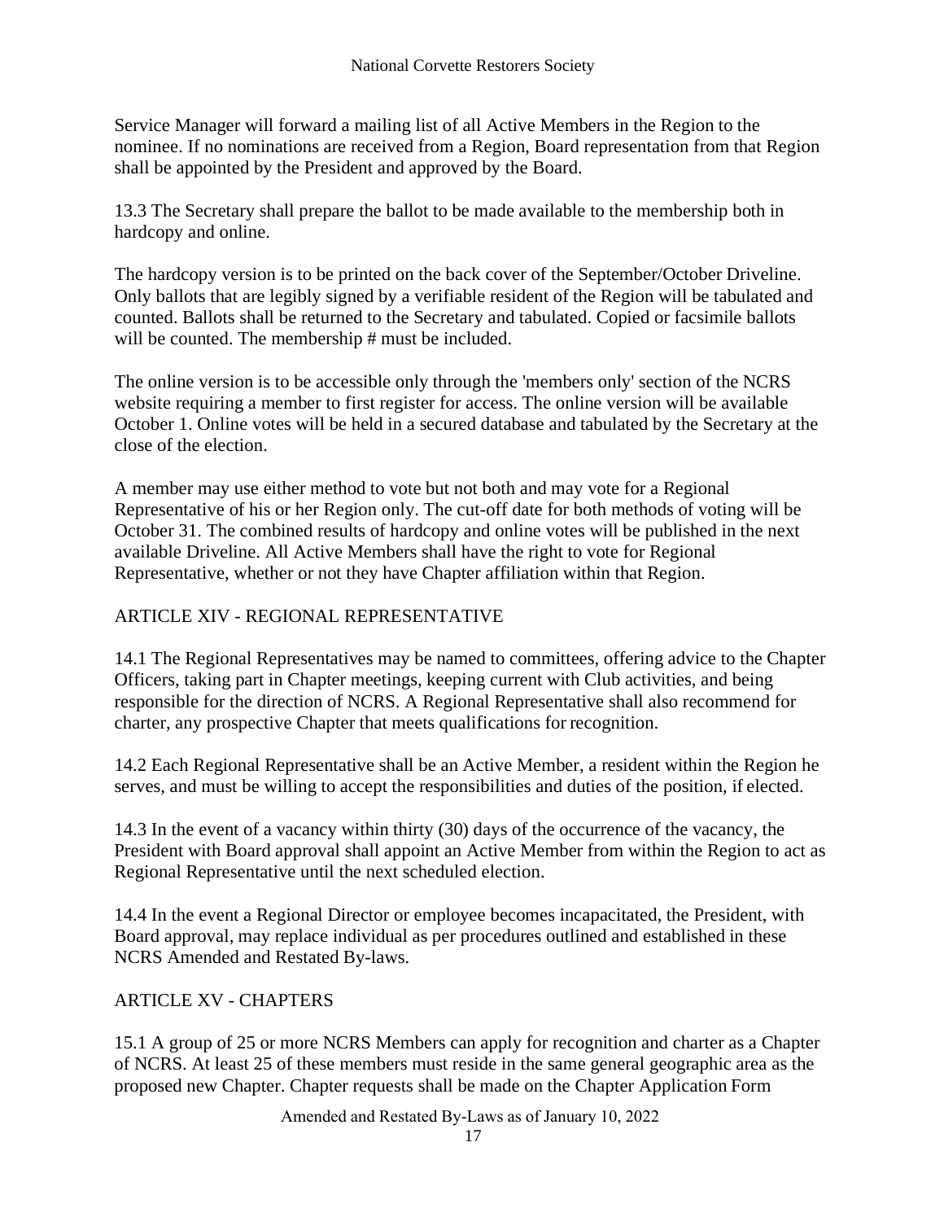Service Manager will forward a mailing list of all Active Members in the Region to the nominee. If no nominations are received from a Region, Board representation from that Region shall be appointed by the President and approved by the Board.

13.3 The Secretary shall prepare the ballot to be made available to the membership both in hardcopy and online.

The hardcopy version is to be printed on the back cover of the September/October Driveline. Only ballots that are legibly signed by a verifiable resident of the Region will be tabulated and counted. Ballots shall be returned to the Secretary and tabulated. Copied or facsimile ballots will be counted. The membership # must be included.

The online version is to be accessible only through the 'members only' section of the NCRS website requiring a member to first register for access. The online version will be available October 1. Online votes will be held in a secured database and tabulated by the Secretary at the close of the election.

A member may use either method to vote but not both and may vote for a Regional Representative of his or her Region only. The cut-off date for both methods of voting will be October 31. The combined results of hardcopy and online votes will be published in the next available Driveline. All Active Members shall have the right to vote for Regional Representative, whether or not they have Chapter affiliation within that Region.

## ARTICLE XIV - REGIONAL REPRESENTATIVE

14.1 The Regional Representatives may be named to committees, offering advice to the Chapter Officers, taking part in Chapter meetings, keeping current with Club activities, and being responsible for the direction of NCRS. A Regional Representative shall also recommend for charter, any prospective Chapter that meets qualifications for recognition.

14.2 Each Regional Representative shall be an Active Member, a resident within the Region he serves, and must be willing to accept the responsibilities and duties of the position, if elected.

14.3 In the event of a vacancy within thirty (30) days of the occurrence of the vacancy, the President with Board approval shall appoint an Active Member from within the Region to act as Regional Representative until the next scheduled election.

14.4 In the event a Regional Director or employee becomes incapacitated, the President, with Board approval, may replace individual as per procedures outlined and established in these NCRS Amended and Restated By-laws.

## ARTICLE XV - CHAPTERS

15.1 A group of 25 or more NCRS Members can apply for recognition and charter as a Chapter of NCRS. At least 25 of these members must reside in the same general geographic area as the proposed new Chapter. Chapter requests shall be made on the Chapter Application Form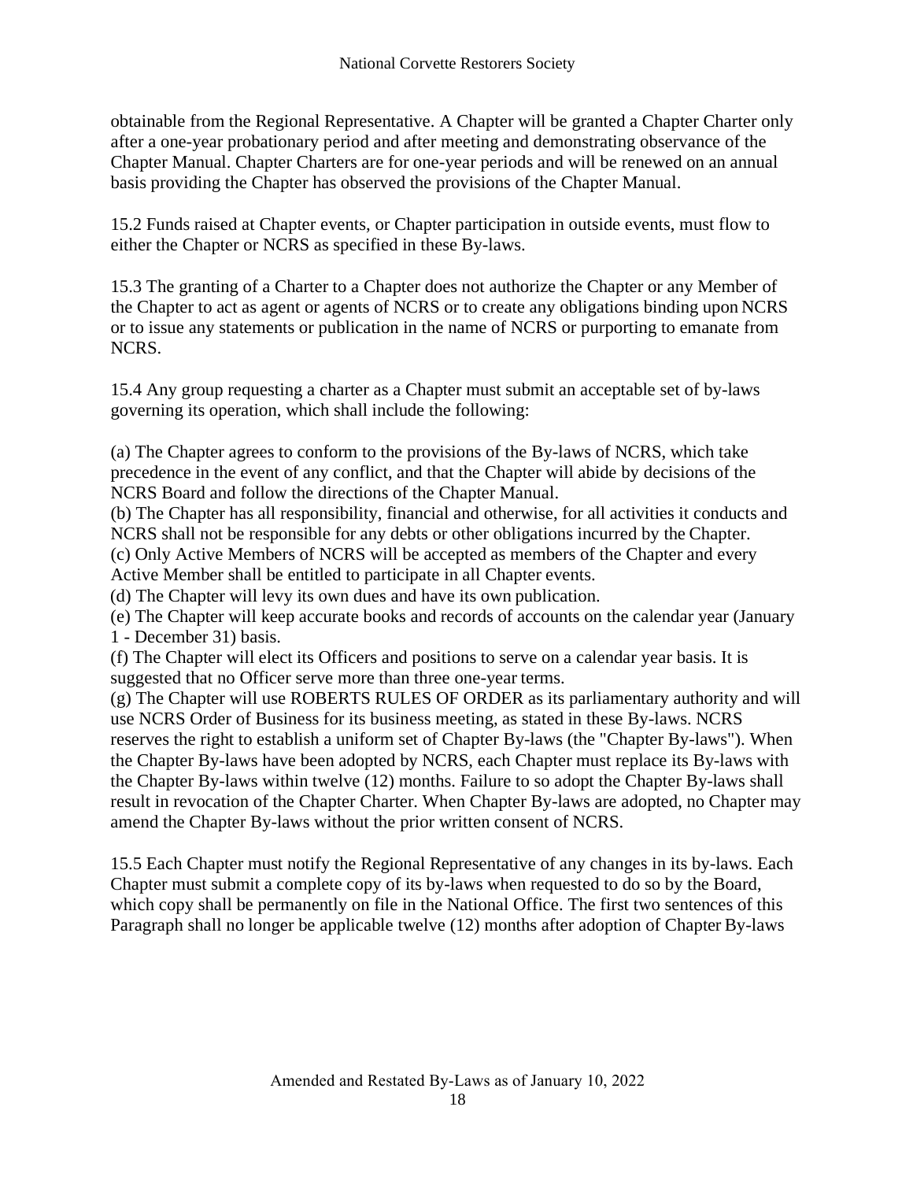obtainable from the Regional Representative. A Chapter will be granted a Chapter Charter only after a one-year probationary period and after meeting and demonstrating observance of the Chapter Manual. Chapter Charters are for one-year periods and will be renewed on an annual basis providing the Chapter has observed the provisions of the Chapter Manual.

15.2 Funds raised at Chapter events, or Chapter participation in outside events, must flow to either the Chapter or NCRS as specified in these By-laws.

15.3 The granting of a Charter to a Chapter does not authorize the Chapter or any Member of the Chapter to act as agent or agents of NCRS or to create any obligations binding upon NCRS or to issue any statements or publication in the name of NCRS or purporting to emanate from NCRS.

15.4 Any group requesting a charter as a Chapter must submit an acceptable set of by-laws governing its operation, which shall include the following:

(a) The Chapter agrees to conform to the provisions of the By-laws of NCRS, which take precedence in the event of any conflict, and that the Chapter will abide by decisions of the NCRS Board and follow the directions of the Chapter Manual.
(b) The Chapter has all responsibility, financial and otherwise, for all activities it conducts and NCRS shall not be responsible for any debts or other obligations incurred by the Chapter.
(c) Only Active Members of NCRS will be accepted as members of the Chapter and every Active Member shall be entitled to participate in all Chapter events.
(d) The Chapter will levy its own dues and have its own publication.
(e) The Chapter will keep accurate books and records of accounts on the calendar year (January 1 - December 31) basis.
(f) The Chapter will elect its Officers and positions to serve on a calendar year basis. It is suggested that no Officer serve more than three one-year terms.
(g) The Chapter will use ROBERTS RULES OF ORDER as its parliamentary authority and will use NCRS Order of Business for its business meeting, as stated in these By-laws. NCRS reserves the right to establish a uniform set of Chapter By-laws (the "Chapter By-laws"). When the Chapter By-laws have been adopted by NCRS, each Chapter must replace its By-laws with the Chapter By-laws within twelve (12) months. Failure to so adopt the Chapter By-laws shall result in revocation of the Chapter Charter. When Chapter By-laws are adopted, no Chapter may amend the Chapter By-laws without the prior written consent of NCRS.

15.5 Each Chapter must notify the Regional Representative of any changes in its by-laws. Each Chapter must submit a complete copy of its by-laws when requested to do so by the Board, which copy shall be permanently on file in the National Office. The first two sentences of this Paragraph shall no longer be applicable twelve (12) months after adoption of Chapter By-laws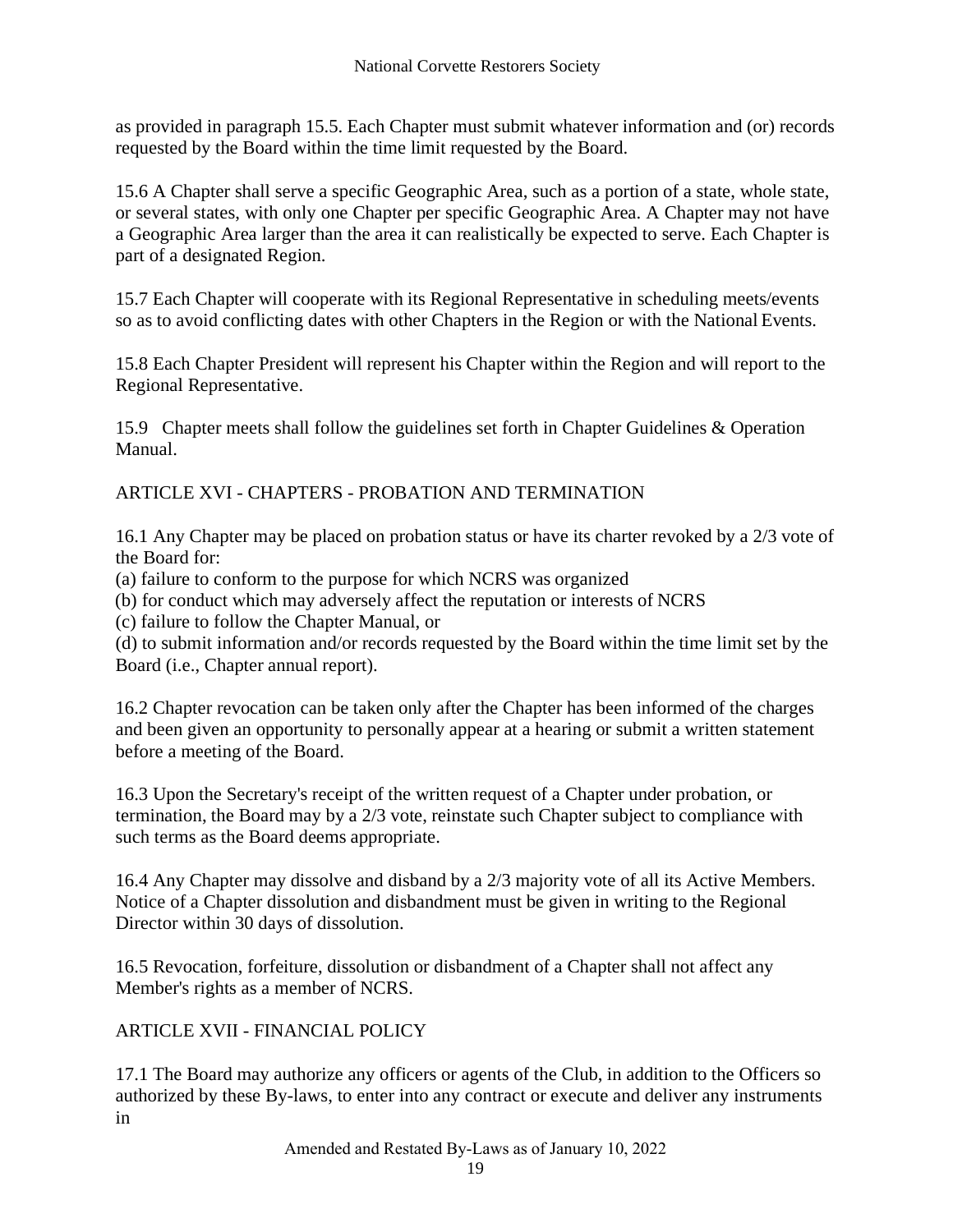as provided in paragraph 15.5. Each Chapter must submit whatever information and (or) records requested by the Board within the time limit requested by the Board.

15.6 A Chapter shall serve a specific Geographic Area, such as a portion of a state, whole state, or several states, with only one Chapter per specific Geographic Area. A Chapter may not have a Geographic Area larger than the area it can realistically be expected to serve. Each Chapter is part of a designated Region.

15.7 Each Chapter will cooperate with its Regional Representative in scheduling meets/events so as to avoid conflicting dates with other Chapters in the Region or with the National Events.

15.8 Each Chapter President will represent his Chapter within the Region and will report to the Regional Representative.

15.9 Chapter meets shall follow the guidelines set forth in Chapter Guidelines & Operation Manual.

## ARTICLE XVI - CHAPTERS - PROBATION AND TERMINATION

16.1 Any Chapter may be placed on probation status or have its charter revoked by a 2/3 vote of the Board for:
(a) failure to conform to the purpose for which NCRS was organized
(b) for conduct which may adversely affect the reputation or interests of NCRS
(c) failure to follow the Chapter Manual, or
(d) to submit information and/or records requested by the Board within the time limit set by the Board (i.e., Chapter annual report).

16.2 Chapter revocation can be taken only after the Chapter has been informed of the charges and been given an opportunity to personally appear at a hearing or submit a written statement before a meeting of the Board.

16.3 Upon the Secretary's receipt of the written request of a Chapter under probation, or termination, the Board may by a 2/3 vote, reinstate such Chapter subject to compliance with such terms as the Board deems appropriate.

16.4 Any Chapter may dissolve and disband by a 2/3 majority vote of all its Active Members. Notice of a Chapter dissolution and disbandment must be given in writing to the Regional Director within 30 days of dissolution.

16.5 Revocation, forfeiture, dissolution or disbandment of a Chapter shall not affect any Member's rights as a member of NCRS.

## ARTICLE XVII - FINANCIAL POLICY

17.1 The Board may authorize any officers or agents of the Club, in addition to the Officers so authorized by these By-laws, to enter into any contract or execute and deliver any instruments in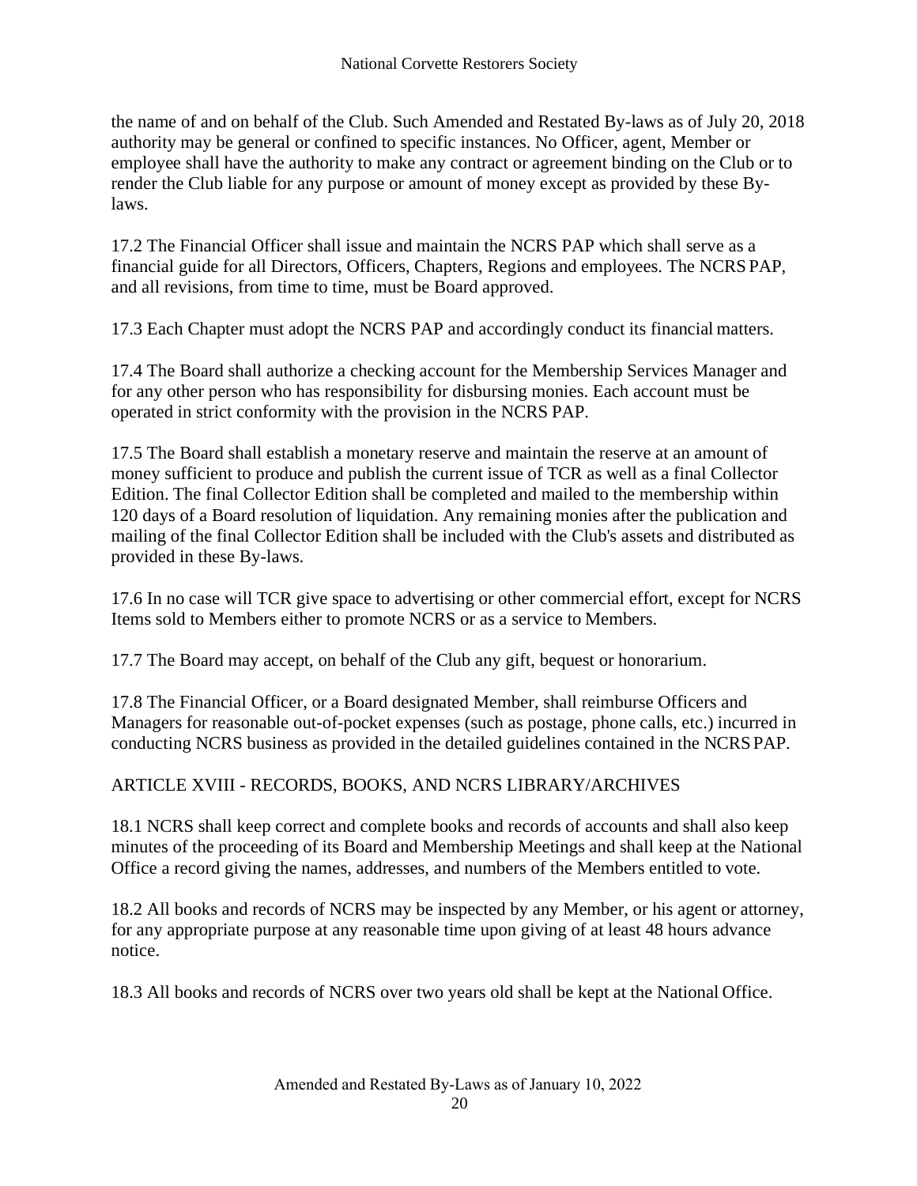the name of and on behalf of the Club. Such Amended and Restated By-laws as of July 20, 2018 authority may be general or confined to specific instances. No Officer, agent, Member or employee shall have the authority to make any contract or agreement binding on the Club or to render the Club liable for any purpose or amount of money except as provided by these By-laws.

17.2 The Financial Officer shall issue and maintain the NCRS PAP which shall serve as a financial guide for all Directors, Officers, Chapters, Regions and employees. The NCRS PAP, and all revisions, from time to time, must be Board approved.

17.3 Each Chapter must adopt the NCRS PAP and accordingly conduct its financial matters.

17.4 The Board shall authorize a checking account for the Membership Services Manager and for any other person who has responsibility for disbursing monies. Each account must be operated in strict conformity with the provision in the NCRS PAP.

17.5 The Board shall establish a monetary reserve and maintain the reserve at an amount of money sufficient to produce and publish the current issue of TCR as well as a final Collector Edition. The final Collector Edition shall be completed and mailed to the membership within 120 days of a Board resolution of liquidation. Any remaining monies after the publication and mailing of the final Collector Edition shall be included with the Club's assets and distributed as provided in these By-laws.

17.6 In no case will TCR give space to advertising or other commercial effort, except for NCRS Items sold to Members either to promote NCRS or as a service to Members.

17.7 The Board may accept, on behalf of the Club any gift, bequest or honorarium.

17.8 The Financial Officer, or a Board designated Member, shall reimburse Officers and Managers for reasonable out-of-pocket expenses (such as postage, phone calls, etc.) incurred in conducting NCRS business as provided in the detailed guidelines contained in the NCRS PAP.

## ARTICLE XVIII - RECORDS, BOOKS, AND NCRS LIBRARY/ARCHIVES

18.1 NCRS shall keep correct and complete books and records of accounts and shall also keep minutes of the proceeding of its Board and Membership Meetings and shall keep at the National Office a record giving the names, addresses, and numbers of the Members entitled to vote.

18.2 All books and records of NCRS may be inspected by any Member, or his agent or attorney, for any appropriate purpose at any reasonable time upon giving of at least 48 hours advance notice.

18.3 All books and records of NCRS over two years old shall be kept at the National Office.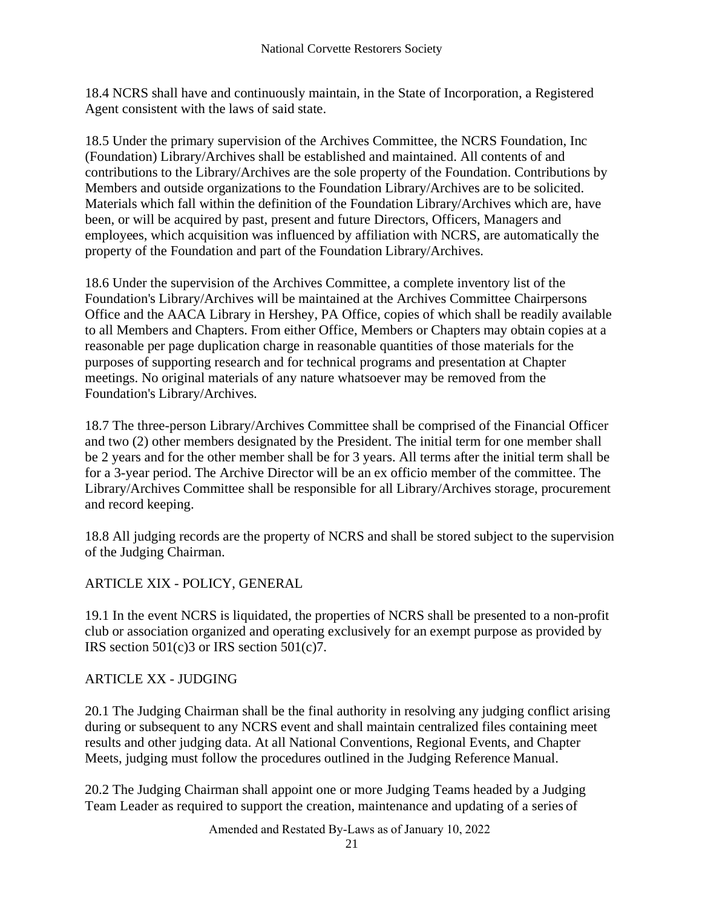18.4 NCRS shall have and continuously maintain, in the State of Incorporation, a Registered Agent consistent with the laws of said state.

18.5 Under the primary supervision of the Archives Committee, the NCRS Foundation, Inc (Foundation) Library/Archives shall be established and maintained. All contents of and contributions to the Library/Archives are the sole property of the Foundation. Contributions by Members and outside organizations to the Foundation Library/Archives are to be solicited. Materials which fall within the definition of the Foundation Library/Archives which are, have been, or will be acquired by past, present and future Directors, Officers, Managers and employees, which acquisition was influenced by affiliation with NCRS, are automatically the property of the Foundation and part of the Foundation Library/Archives.

18.6 Under the supervision of the Archives Committee, a complete inventory list of the Foundation's Library/Archives will be maintained at the Archives Committee Chairpersons Office and the AACA Library in Hershey, PA Office, copies of which shall be readily available to all Members and Chapters. From either Office, Members or Chapters may obtain copies at a reasonable per page duplication charge in reasonable quantities of those materials for the purposes of supporting research and for technical programs and presentation at Chapter meetings. No original materials of any nature whatsoever may be removed from the Foundation's Library/Archives.

18.7 The three-person Library/Archives Committee shall be comprised of the Financial Officer and two (2) other members designated by the President. The initial term for one member shall be 2 years and for the other member shall be for 3 years. All terms after the initial term shall be for a 3-year period. The Archive Director will be an ex officio member of the committee. The Library/Archives Committee shall be responsible for all Library/Archives storage, procurement and record keeping.

18.8 All judging records are the property of NCRS and shall be stored subject to the supervision of the Judging Chairman.

## ARTICLE XIX - POLICY, GENERAL

19.1 In the event NCRS is liquidated, the properties of NCRS shall be presented to a non-profit club or association organized and operating exclusively for an exempt purpose as provided by IRS section 501(c)3 or IRS section 501(c)7.

## ARTICLE XX - JUDGING

20.1 The Judging Chairman shall be the final authority in resolving any judging conflict arising during or subsequent to any NCRS event and shall maintain centralized files containing meet results and other judging data. At all National Conventions, Regional Events, and Chapter Meets, judging must follow the procedures outlined in the Judging Reference Manual.

20.2 The Judging Chairman shall appoint one or more Judging Teams headed by a Judging Team Leader as required to support the creation, maintenance and updating of a series of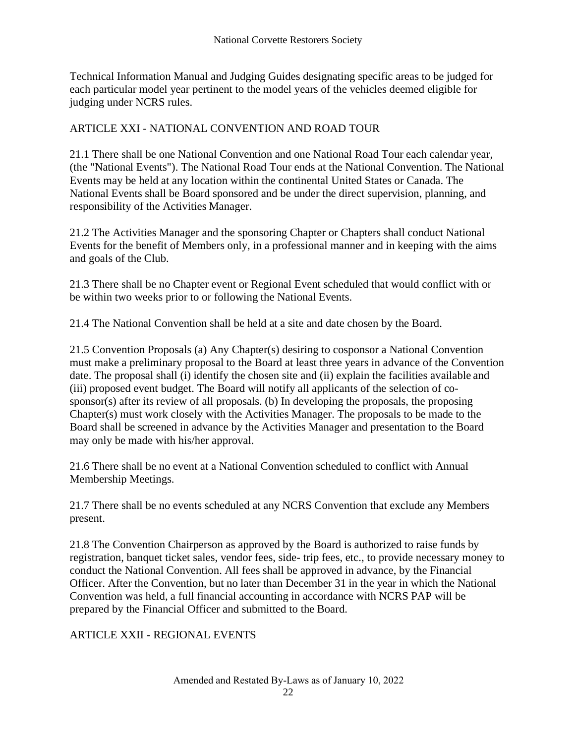Technical Information Manual and Judging Guides designating specific areas to be judged for each particular model year pertinent to the model years of the vehicles deemed eligible for judging under NCRS rules.

## ARTICLE XXI - NATIONAL CONVENTION AND ROAD TOUR

21.1 There shall be one National Convention and one National Road Tour each calendar year, (the "National Events"). The National Road Tour ends at the National Convention. The National Events may be held at any location within the continental United States or Canada. The National Events shall be Board sponsored and be under the direct supervision, planning, and responsibility of the Activities Manager.

21.2 The Activities Manager and the sponsoring Chapter or Chapters shall conduct National Events for the benefit of Members only, in a professional manner and in keeping with the aims and goals of the Club.

21.3 There shall be no Chapter event or Regional Event scheduled that would conflict with or be within two weeks prior to or following the National Events.

21.4 The National Convention shall be held at a site and date chosen by the Board.

21.5 Convention Proposals (a) Any Chapter(s) desiring to cosponsor a National Convention must make a preliminary proposal to the Board at least three years in advance of the Convention date. The proposal shall (i) identify the chosen site and (ii) explain the facilities available and (iii) proposed event budget. The Board will notify all applicants of the selection of co-sponsor(s) after its review of all proposals. (b) In developing the proposals, the proposing Chapter(s) must work closely with the Activities Manager. The proposals to be made to the Board shall be screened in advance by the Activities Manager and presentation to the Board may only be made with his/her approval.

21.6 There shall be no event at a National Convention scheduled to conflict with Annual Membership Meetings.

21.7 There shall be no events scheduled at any NCRS Convention that exclude any Members present.

21.8 The Convention Chairperson as approved by the Board is authorized to raise funds by registration, banquet ticket sales, vendor fees, side- trip fees, etc., to provide necessary money to conduct the National Convention. All fees shall be approved in advance, by the Financial Officer. After the Convention, but no later than December 31 in the year in which the National Convention was held, a full financial accounting in accordance with NCRS PAP will be prepared by the Financial Officer and submitted to the Board.

## ARTICLE XXII - REGIONAL EVENTS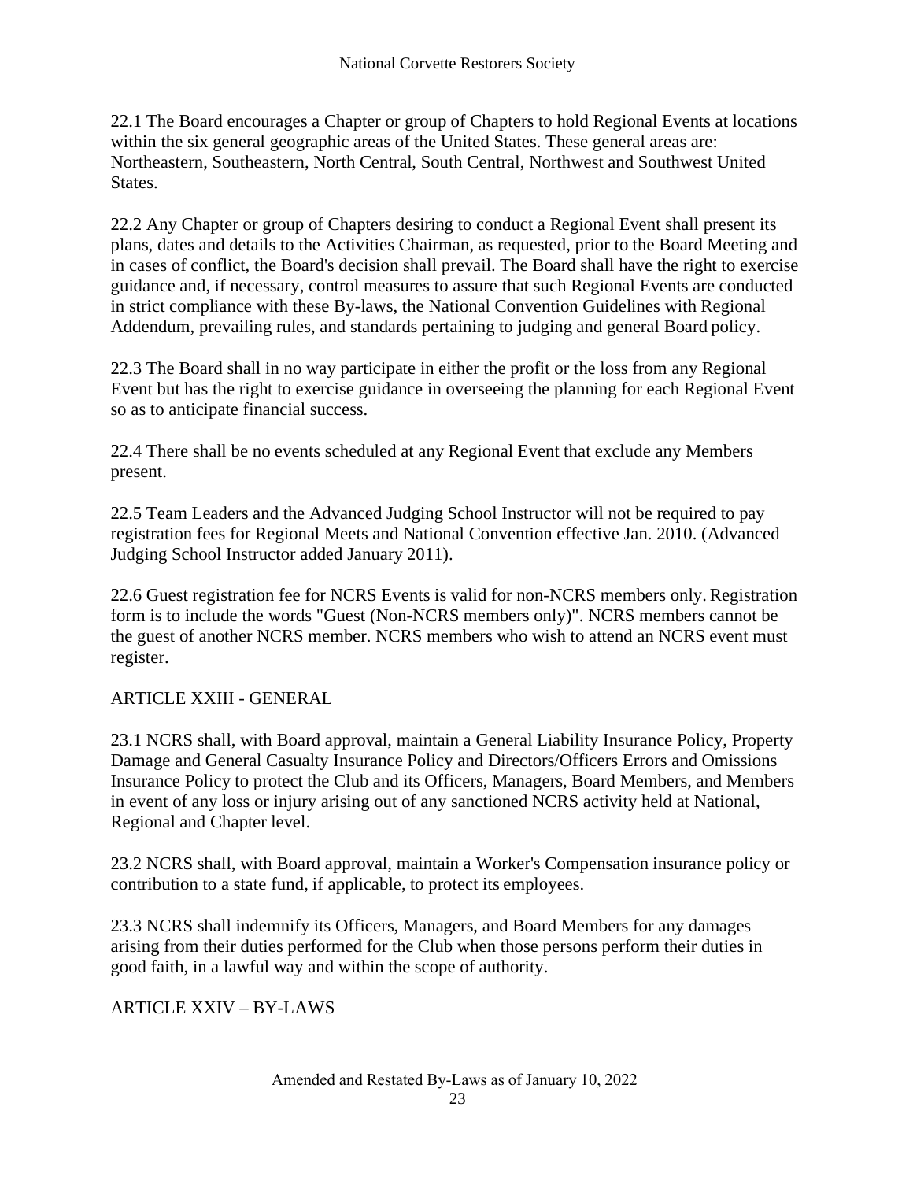22.1 The Board encourages a Chapter or group of Chapters to hold Regional Events at locations within the six general geographic areas of the United States. These general areas are: Northeastern, Southeastern, North Central, South Central, Northwest and Southwest United States.

22.2 Any Chapter or group of Chapters desiring to conduct a Regional Event shall present its plans, dates and details to the Activities Chairman, as requested, prior to the Board Meeting and in cases of conflict, the Board's decision shall prevail. The Board shall have the right to exercise guidance and, if necessary, control measures to assure that such Regional Events are conducted in strict compliance with these By-laws, the National Convention Guidelines with Regional Addendum, prevailing rules, and standards pertaining to judging and general Board policy.

22.3 The Board shall in no way participate in either the profit or the loss from any Regional Event but has the right to exercise guidance in overseeing the planning for each Regional Event so as to anticipate financial success.

22.4 There shall be no events scheduled at any Regional Event that exclude any Members present.

22.5 Team Leaders and the Advanced Judging School Instructor will not be required to pay registration fees for Regional Meets and National Convention effective Jan. 2010. (Advanced Judging School Instructor added January 2011).

22.6 Guest registration fee for NCRS Events is valid for non-NCRS members only. Registration form is to include the words "Guest (Non-NCRS members only)". NCRS members cannot be the guest of another NCRS member. NCRS members who wish to attend an NCRS event must register.

## ARTICLE XXIII - GENERAL

23.1 NCRS shall, with Board approval, maintain a General Liability Insurance Policy, Property Damage and General Casualty Insurance Policy and Directors/Officers Errors and Omissions Insurance Policy to protect the Club and its Officers, Managers, Board Members, and Members in event of any loss or injury arising out of any sanctioned NCRS activity held at National, Regional and Chapter level.

23.2 NCRS shall, with Board approval, maintain a Worker's Compensation insurance policy or contribution to a state fund, if applicable, to protect its employees.

23.3 NCRS shall indemnify its Officers, Managers, and Board Members for any damages arising from their duties performed for the Club when those persons perform their duties in good faith, in a lawful way and within the scope of authority.

## ARTICLE XXIV – BY-LAWS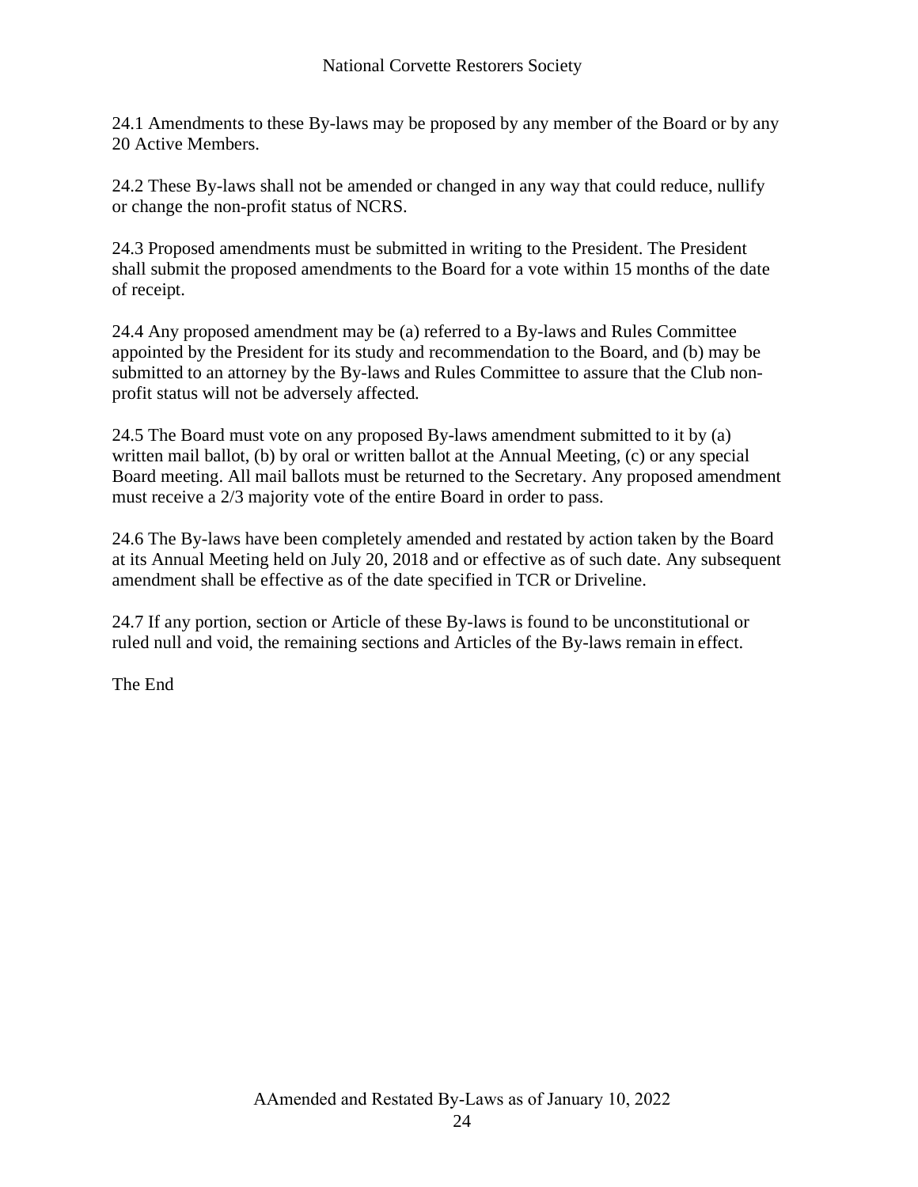24.1 Amendments to these By-laws may be proposed by any member of the Board or by any 20 Active Members.

24.2 These By-laws shall not be amended or changed in any way that could reduce, nullify or change the non-profit status of NCRS.

24.3 Proposed amendments must be submitted in writing to the President. The President shall submit the proposed amendments to the Board for a vote within 15 months of the date of receipt.

24.4 Any proposed amendment may be (a) referred to a By-laws and Rules Committee appointed by the President for its study and recommendation to the Board, and (b) may be submitted to an attorney by the By-laws and Rules Committee to assure that the Club non-profit status will not be adversely affected.

24.5 The Board must vote on any proposed By-laws amendment submitted to it by (a) written mail ballot, (b) by oral or written ballot at the Annual Meeting, (c) or any special Board meeting. All mail ballots must be returned to the Secretary. Any proposed amendment must receive a 2/3 majority vote of the entire Board in order to pass.

24.6 The By-laws have been completely amended and restated by action taken by the Board at its Annual Meeting held on July 20, 2018 and or effective as of such date. Any subsequent amendment shall be effective as of the date specified in TCR or Driveline.

24.7 If any portion, section or Article of these By-laws is found to be unconstitutional or ruled null and void, the remaining sections and Articles of the By-laws remain in effect.

The End